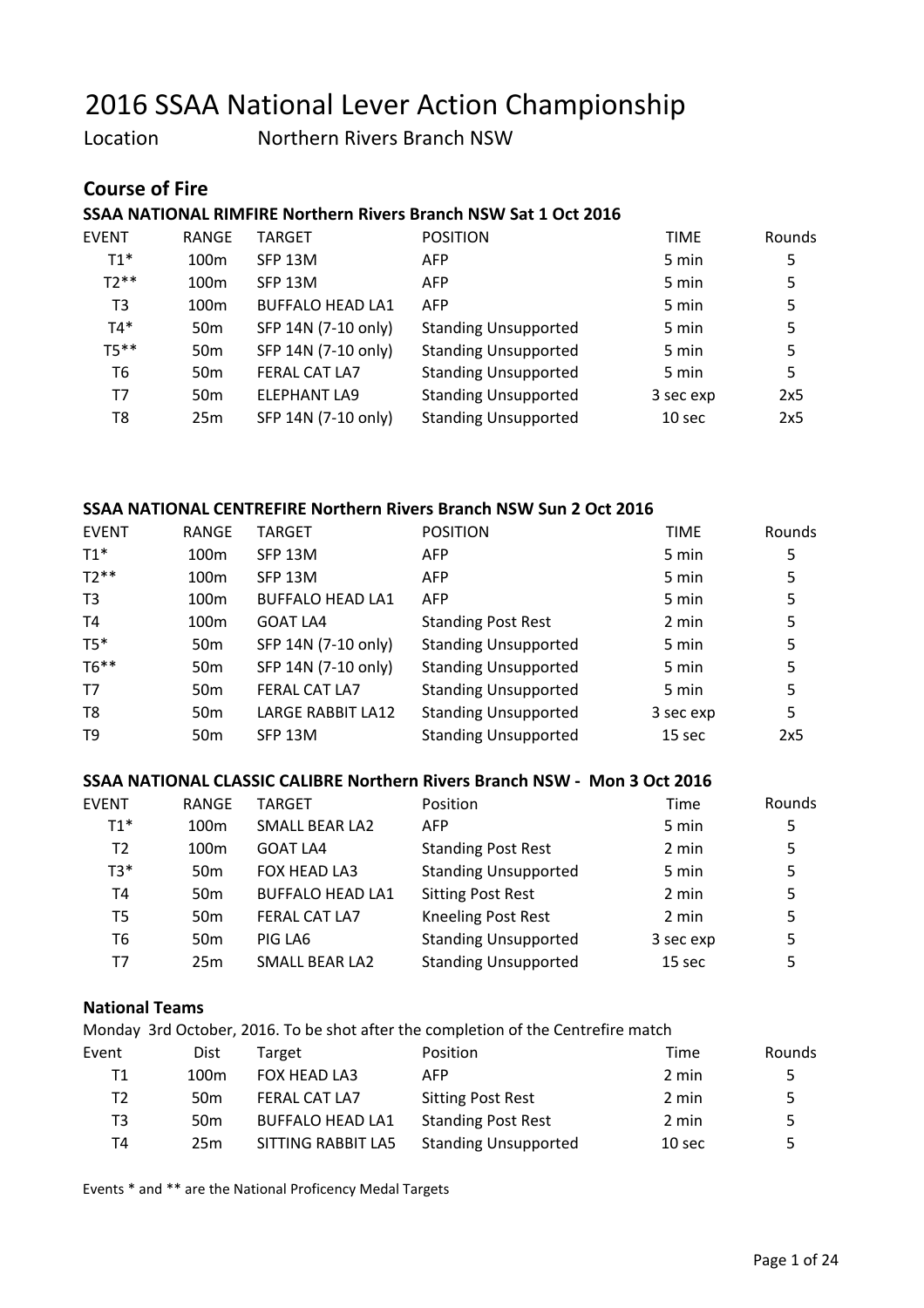# 2016 SSAA National Lever Action Championship

Location Northern Rivers Branch NSW

## Course of Fire

### SSAA NATIONAL RIMFIRE Northern Rivers Branch NSW Sat 1 Oct 2016

| EVENT | RANGE | TARGET | POSITION | TIME | Rounds |
|---|---|---|---|---|---|
| T1* | 100m | SFP 13M | AFP | 5 min | 5 |
| T2** | 100m | SFP 13M | AFP | 5 min | 5 |
| T3 | 100m | BUFFALO HEAD LA1 | AFP | 5 min | 5 |
| T4* | 50m | SFP 14N (7-10 only) | Standing Unsupported | 5 min | 5 |
| T5** | 50m | SFP 14N (7-10 only) | Standing Unsupported | 5 min | 5 |
| T6 | 50m | FERAL CAT LA7 | Standing Unsupported | 5 min | 5 |
| T7 | 50m | ELEPHANT LA9 | Standing Unsupported | 3 sec exp | 2x5 |
| T8 | 25m | SFP 14N (7-10 only) | Standing Unsupported | 10 sec | 2x5 |

### SSAA NATIONAL CENTREFIRE Northern Rivers Branch NSW Sun 2 Oct 2016

| EVENT | RANGE | TARGET | POSITION | TIME | Rounds |
|---|---|---|---|---|---|
| T1* | 100m | SFP 13M | AFP | 5 min | 5 |
| T2** | 100m | SFP 13M | AFP | 5 min | 5 |
| T3 | 100m | BUFFALO HEAD LA1 | AFP | 5 min | 5 |
| T4 | 100m | GOAT LA4 | Standing Post Rest | 2 min | 5 |
| T5* | 50m | SFP 14N (7-10 only) | Standing Unsupported | 5 min | 5 |
| T6** | 50m | SFP 14N (7-10 only) | Standing Unsupported | 5 min | 5 |
| T7 | 50m | FERAL CAT LA7 | Standing Unsupported | 5 min | 5 |
| T8 | 50m | LARGE RABBIT LA12 | Standing Unsupported | 3 sec exp | 5 |
| T9 | 50m | SFP 13M | Standing Unsupported | 15 sec | 2x5 |

### SSAA NATIONAL CLASSIC CALIBRE Northern Rivers Branch NSW - Mon 3 Oct 2016

| EVENT | RANGE | TARGET | Position | Time | Rounds |
|---|---|---|---|---|---|
| T1* | 100m | SMALL BEAR LA2 | AFP | 5 min | 5 |
| T2 | 100m | GOAT LA4 | Standing Post Rest | 2 min | 5 |
| T3* | 50m | FOX HEAD LA3 | Standing Unsupported | 5 min | 5 |
| T4 | 50m | BUFFALO HEAD LA1 | Sitting Post Rest | 2 min | 5 |
| T5 | 50m | FERAL CAT LA7 | Kneeling Post Rest | 2 min | 5 |
| T6 | 50m | PIG LA6 | Standing Unsupported | 3 sec exp | 5 |
| T7 | 25m | SMALL BEAR LA2 | Standing Unsupported | 15 sec | 5 |

### National Teams

Monday 3rd October, 2016. To be shot after the completion of the Centrefire match

| Event | Dist | Target | Position | Time | Rounds |
|---|---|---|---|---|---|
| T1 | 100m | FOX HEAD LA3 | AFP | 2 min | 5 |
| T2 | 50m | FERAL CAT LA7 | Sitting Post Rest | 2 min | 5 |
| T3 | 50m | BUFFALO HEAD LA1 | Standing Post Rest | 2 min | 5 |
| T4 | 25m | SITTING RABBIT LA5 | Standing Unsupported | 10 sec | 5 |

Events * and ** are the National Proficency Medal Targets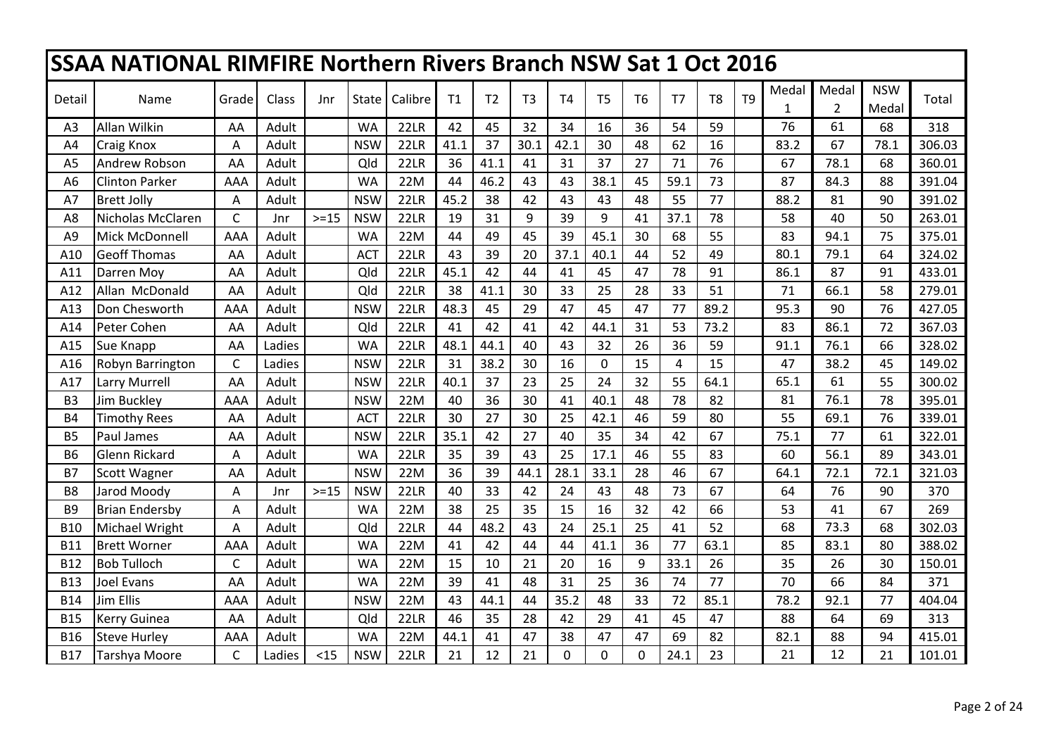# SSAA NATIONAL RIMFIRE Northern Rivers Branch NSW Sat 1 Oct 2016

| Detail | Name | Grade | Class | Jnr | State | Calibre | T1 | T2 | T3 | T4 | T5 | T6 | T7 | T8 | T9 | Medal 1 | Medal 2 | NSW Medal | Total |
|---|---|---|---|---|---|---|---|---|---|---|---|---|---|---|---|---|---|---|---|
| A3 | Allan Wilkin | AA | Adult | | WA | 22LR | 42 | 45 | 32 | 34 | 16 | 36 | 54 | 59 | | 76 | 61 | 68 | 318 |
| A4 | Craig Knox | A | Adult | | NSW | 22LR | 41.1 | 37 | 30.1 | 42.1 | 30 | 48 | 62 | 16 | | 83.2 | 67 | 78.1 | 306.03 |
| A5 | Andrew Robson | AA | Adult | | Qld | 22LR | 36 | 41.1 | 41 | 31 | 37 | 27 | 71 | 76 | | 67 | 78.1 | 68 | 360.01 |
| A6 | Clinton Parker | AAA | Adult | | WA | 22M | 44 | 46.2 | 43 | 43 | 38.1 | 45 | 59.1 | 73 | | 87 | 84.3 | 88 | 391.04 |
| A7 | Brett Jolly | A | Adult | | NSW | 22LR | 45.2 | 38 | 42 | 43 | 43 | 48 | 55 | 77 | | 88.2 | 81 | 90 | 391.02 |
| A8 | Nicholas McClaren | C | Jnr | >=15 | NSW | 22LR | 19 | 31 | 9 | 39 | 9 | 41 | 37.1 | 78 | | 58 | 40 | 50 | 263.01 |
| A9 | Mick McDonnell | AAA | Adult | | WA | 22M | 44 | 49 | 45 | 39 | 45.1 | 30 | 68 | 55 | | 83 | 94.1 | 75 | 375.01 |
| A10 | Geoff Thomas | AA | Adult | | ACT | 22LR | 43 | 39 | 20 | 37.1 | 40.1 | 44 | 52 | 49 | | 80.1 | 79.1 | 64 | 324.02 |
| A11 | Darren Moy | AA | Adult | | Qld | 22LR | 45.1 | 42 | 44 | 41 | 45 | 47 | 78 | 91 | | 86.1 | 87 | 91 | 433.01 |
| A12 | Allan McDonald | AA | Adult | | Qld | 22LR | 38 | 41.1 | 30 | 33 | 25 | 28 | 33 | 51 | | 71 | 66.1 | 58 | 279.01 |
| A13 | Don Chesworth | AAA | Adult | | NSW | 22LR | 48.3 | 45 | 29 | 47 | 45 | 47 | 77 | 89.2 | | 95.3 | 90 | 76 | 427.05 |
| A14 | Peter Cohen | AA | Adult | | Qld | 22LR | 41 | 42 | 41 | 42 | 44.1 | 31 | 53 | 73.2 | | 83 | 86.1 | 72 | 367.03 |
| A15 | Sue Knapp | AA | Ladies | | WA | 22LR | 48.1 | 44.1 | 40 | 43 | 32 | 26 | 36 | 59 | | 91.1 | 76.1 | 66 | 328.02 |
| A16 | Robyn Barrington | C | Ladies | | NSW | 22LR | 31 | 38.2 | 30 | 16 | 0 | 15 | 4 | 15 | | 47 | 38.2 | 45 | 149.02 |
| A17 | Larry Murrell | AA | Adult | | NSW | 22LR | 40.1 | 37 | 23 | 25 | 24 | 32 | 55 | 64.1 | | 65.1 | 61 | 55 | 300.02 |
| B3 | Jim Buckley | AAA | Adult | | NSW | 22M | 40 | 36 | 30 | 41 | 40.1 | 48 | 78 | 82 | | 81 | 76.1 | 78 | 395.01 |
| B4 | Timothy Rees | AA | Adult | | ACT | 22LR | 30 | 27 | 30 | 25 | 42.1 | 46 | 59 | 80 | | 55 | 69.1 | 76 | 339.01 |
| B5 | Paul James | AA | Adult | | NSW | 22LR | 35.1 | 42 | 27 | 40 | 35 | 34 | 42 | 67 | | 75.1 | 77 | 61 | 322.01 |
| B6 | Glenn Rickard | A | Adult | | WA | 22LR | 35 | 39 | 43 | 25 | 17.1 | 46 | 55 | 83 | | 60 | 56.1 | 89 | 343.01 |
| B7 | Scott Wagner | AA | Adult | | NSW | 22M | 36 | 39 | 44.1 | 28.1 | 33.1 | 28 | 46 | 67 | | 64.1 | 72.1 | 72.1 | 321.03 |
| B8 | Jarod Moody | A | Jnr | >=15 | NSW | 22LR | 40 | 33 | 42 | 24 | 43 | 48 | 73 | 67 | | 64 | 76 | 90 | 370 |
| B9 | Brian Endersby | A | Adult | | WA | 22M | 38 | 25 | 35 | 15 | 16 | 32 | 42 | 66 | | 53 | 41 | 67 | 269 |
| B10 | Michael Wright | A | Adult | | Qld | 22LR | 44 | 48.2 | 43 | 24 | 25.1 | 25 | 41 | 52 | | 68 | 73.3 | 68 | 302.03 |
| B11 | Brett Worner | AAA | Adult | | WA | 22M | 41 | 42 | 44 | 44 | 41.1 | 36 | 77 | 63.1 | | 85 | 83.1 | 80 | 388.02 |
| B12 | Bob Tulloch | C | Adult | | WA | 22M | 15 | 10 | 21 | 20 | 16 | 9 | 33.1 | 26 | | 35 | 26 | 30 | 150.01 |
| B13 | Joel Evans | AA | Adult | | WA | 22M | 39 | 41 | 48 | 31 | 25 | 36 | 74 | 77 | | 70 | 66 | 84 | 371 |
| B14 | Jim Ellis | AAA | Adult | | NSW | 22M | 43 | 44.1 | 44 | 35.2 | 48 | 33 | 72 | 85.1 | | 78.2 | 92.1 | 77 | 404.04 |
| B15 | Kerry Guinea | AA | Adult | | Qld | 22LR | 46 | 35 | 28 | 42 | 29 | 41 | 45 | 47 | | 88 | 64 | 69 | 313 |
| B16 | Steve Hurley | AAA | Adult | | WA | 22M | 44.1 | 41 | 47 | 38 | 47 | 47 | 69 | 82 | | 82.1 | 88 | 94 | 415.01 |
| B17 | Tarshya Moore | C | Ladies | <15 | NSW | 22LR | 21 | 12 | 21 | 0 | 0 | 0 | 24.1 | 23 | | 21 | 12 | 21 | 101.01 |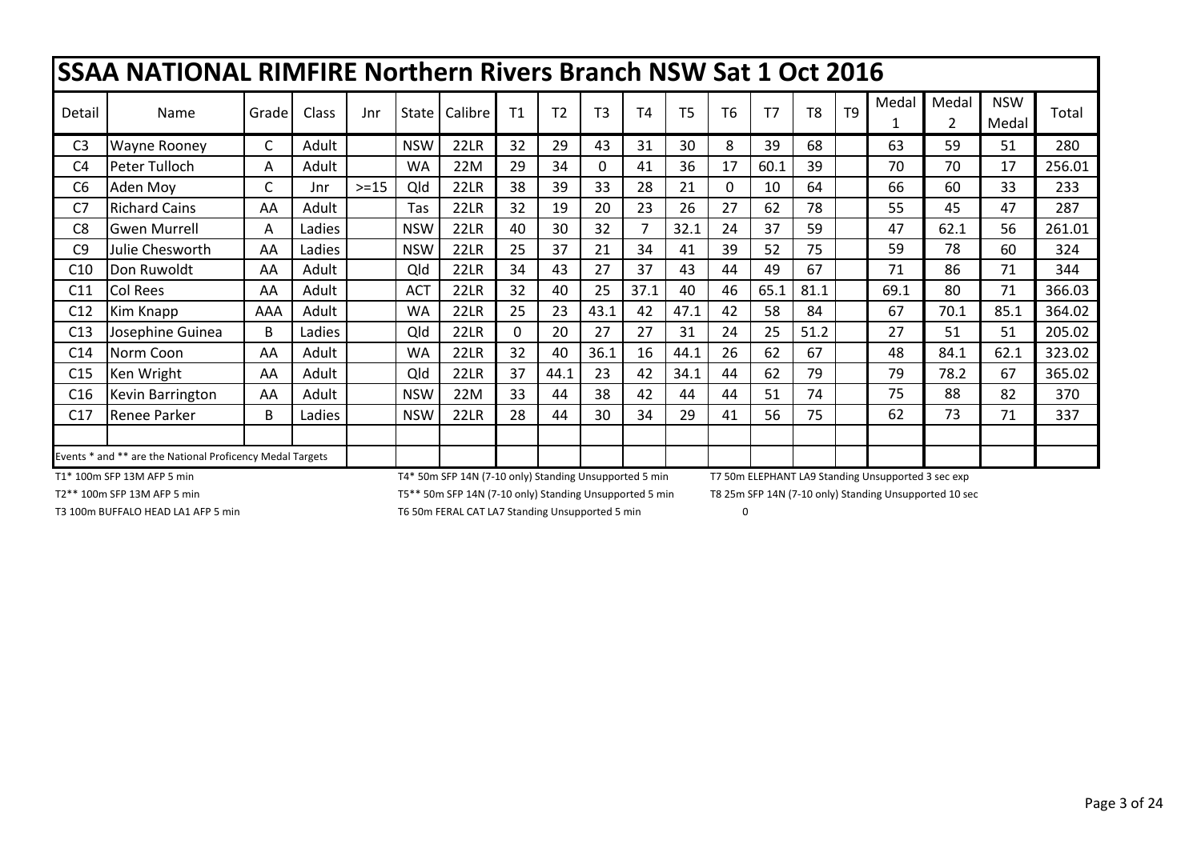# SSAA NATIONAL RIMFIRE Northern Rivers Branch NSW Sat 1 Oct 2016

| Detail | Name | Grade | Class | Jnr | State | Calibre | T1 | T2 | T3 | T4 | T5 | T6 | T7 | T8 | T9 | Medal 1 | Medal 2 | NSW Medal | Total |
|---|---|---|---|---|---|---|---|---|---|---|---|---|---|---|---|---|---|---|---|
| C3 | Wayne Rooney | C | Adult | | NSW | 22LR | 32 | 29 | 43 | 31 | 30 | 8 | 39 | 68 | | 63 | 59 | 51 | 280 |
| C4 | Peter Tulloch | A | Adult | | WA | 22M | 29 | 34 | 0 | 41 | 36 | 17 | 60.1 | 39 | | 70 | 70 | 17 | 256.01 |
| C6 | Aden Moy | C | Jnr | >=15 | Qld | 22LR | 38 | 39 | 33 | 28 | 21 | 0 | 10 | 64 | | 66 | 60 | 33 | 233 |
| C7 | Richard Cains | AA | Adult | | Tas | 22LR | 32 | 19 | 20 | 23 | 26 | 27 | 62 | 78 | | 55 | 45 | 47 | 287 |
| C8 | Gwen Murrell | A | Ladies | | NSW | 22LR | 40 | 30 | 32 | 7 | 32.1 | 24 | 37 | 59 | | 47 | 62.1 | 56 | 261.01 |
| C9 | Julie Chesworth | AA | Ladies | | NSW | 22LR | 25 | 37 | 21 | 34 | 41 | 39 | 52 | 75 | | 59 | 78 | 60 | 324 |
| C10 | Don Ruwoldt | AA | Adult | | Qld | 22LR | 34 | 43 | 27 | 37 | 43 | 44 | 49 | 67 | | 71 | 86 | 71 | 344 |
| C11 | Col Rees | AA | Adult | | ACT | 22LR | 32 | 40 | 25 | 37.1 | 40 | 46 | 65.1 | 81.1 | | 69.1 | 80 | 71 | 366.03 |
| C12 | Kim Knapp | AAA | Adult | | WA | 22LR | 25 | 23 | 43.1 | 42 | 47.1 | 42 | 58 | 84 | | 67 | 70.1 | 85.1 | 364.02 |
| C13 | Josephine Guinea | B | Ladies | | Qld | 22LR | 0 | 20 | 27 | 27 | 31 | 24 | 25 | 51.2 | | 27 | 51 | 51 | 205.02 |
| C14 | Norm Coon | AA | Adult | | WA | 22LR | 32 | 40 | 36.1 | 16 | 44.1 | 26 | 62 | 67 | | 48 | 84.1 | 62.1 | 323.02 |
| C15 | Ken Wright | AA | Adult | | Qld | 22LR | 37 | 44.1 | 23 | 42 | 34.1 | 44 | 62 | 79 | | 79 | 78.2 | 67 | 365.02 |
| C16 | Kevin Barrington | AA | Adult | | NSW | 22M | 33 | 44 | 38 | 42 | 44 | 44 | 51 | 74 | | 75 | 88 | 82 | 370 |
| C17 | Renee Parker | B | Ladies | | NSW | 22LR | 28 | 44 | 30 | 34 | 29 | 41 | 56 | 75 | | 62 | 73 | 71 | 337 |

Events * and ** are the National Proficency Medal Targets

T1* 100m SFP 13M AFP 5 min

T2** 100m SFP 13M AFP 5 min

T3 100m BUFFALO HEAD LA1 AFP 5 min

T4* 50m SFP 14N (7-10 only) Standing Unsupported 5 min

T5** 50m SFP 14N (7-10 only) Standing Unsupported 5 min

T6 50m FERAL CAT LA7 Standing Unsupported 5 min

T7 50m ELEPHANT LA9 Standing Unsupported 3 sec exp

T8 25m SFP 14N (7-10 only) Standing Unsupported 10 sec

0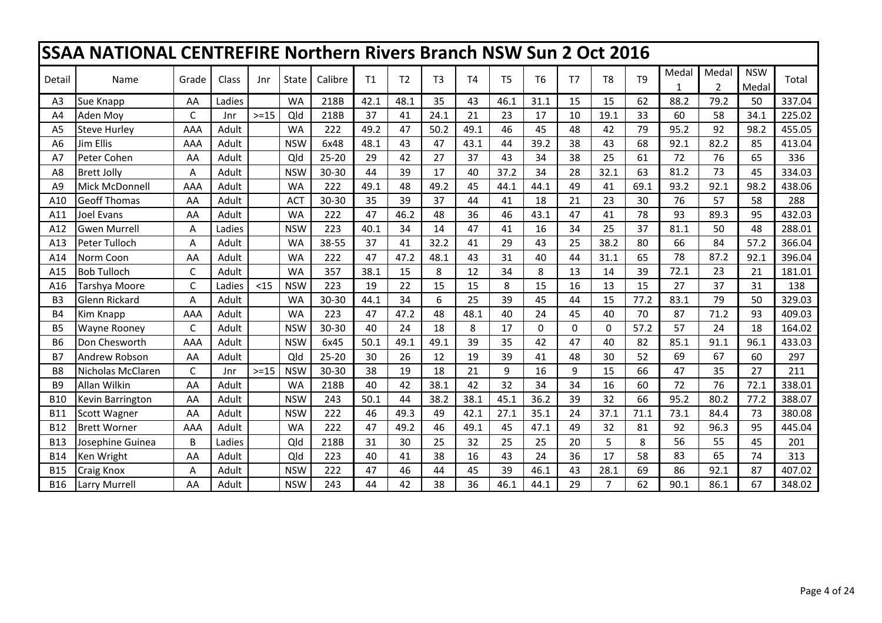# SSAA NATIONAL CENTREFIRE Northern Rivers Branch NSW Sun 2 Oct 2016

| Detail | Name | Grade | Class | Jnr | State | Calibre | T1 | T2 | T3 | T4 | T5 | T6 | T7 | T8 | T9 | Medal 1 | Medal 2 | NSW Medal | Total |
|---|---|---|---|---|---|---|---|---|---|---|---|---|---|---|---|---|---|---|---|
| A3 | Sue Knapp | AA | Ladies | | WA | 218B | 42.1 | 48.1 | 35 | 43 | 46.1 | 31.1 | 15 | 15 | 62 | 88.2 | 79.2 | 50 | 337.04 |
| A4 | Aden Moy | C | Jnr | >=15 | Qld | 218B | 37 | 41 | 24.1 | 21 | 23 | 17 | 10 | 19.1 | 33 | 60 | 58 | 34.1 | 225.02 |
| A5 | Steve Hurley | AAA | Adult | | WA | 222 | 49.2 | 47 | 50.2 | 49.1 | 46 | 45 | 48 | 42 | 79 | 95.2 | 92 | 98.2 | 455.05 |
| A6 | Jim Ellis | AAA | Adult | | NSW | 6x48 | 48.1 | 43 | 47 | 43.1 | 44 | 39.2 | 38 | 43 | 68 | 92.1 | 82.2 | 85 | 413.04 |
| A7 | Peter Cohen | AA | Adult | | Qld | 25-20 | 29 | 42 | 27 | 37 | 43 | 34 | 38 | 25 | 61 | 72 | 76 | 65 | 336 |
| A8 | Brett Jolly | A | Adult | | NSW | 30-30 | 44 | 39 | 17 | 40 | 37.2 | 34 | 28 | 32.1 | 63 | 81.2 | 73 | 45 | 334.03 |
| A9 | Mick McDonnell | AAA | Adult | | WA | 222 | 49.1 | 48 | 49.2 | 45 | 44.1 | 44.1 | 49 | 41 | 69.1 | 93.2 | 92.1 | 98.2 | 438.06 |
| A10 | Geoff Thomas | AA | Adult | | ACT | 30-30 | 35 | 39 | 37 | 44 | 41 | 18 | 21 | 23 | 30 | 76 | 57 | 58 | 288 |
| A11 | Joel Evans | AA | Adult | | WA | 222 | 47 | 46.2 | 48 | 36 | 46 | 43.1 | 47 | 41 | 78 | 93 | 89.3 | 95 | 432.03 |
| A12 | Gwen Murrell | A | Ladies | | NSW | 223 | 40.1 | 34 | 14 | 47 | 41 | 16 | 34 | 25 | 37 | 81.1 | 50 | 48 | 288.01 |
| A13 | Peter Tulloch | A | Adult | | WA | 38-55 | 37 | 41 | 32.2 | 41 | 29 | 43 | 25 | 38.2 | 80 | 66 | 84 | 57.2 | 366.04 |
| A14 | Norm Coon | AA | Adult | | WA | 222 | 47 | 47.2 | 48.1 | 43 | 31 | 40 | 44 | 31.1 | 65 | 78 | 87.2 | 92.1 | 396.04 |
| A15 | Bob Tulloch | C | Adult | | WA | 357 | 38.1 | 15 | 8 | 12 | 34 | 8 | 13 | 14 | 39 | 72.1 | 23 | 21 | 181.01 |
| A16 | Tarshya Moore | C | Ladies | <15 | NSW | 223 | 19 | 22 | 15 | 15 | 8 | 15 | 16 | 13 | 15 | 27 | 37 | 31 | 138 |
| B3 | Glenn Rickard | A | Adult | | WA | 30-30 | 44.1 | 34 | 6 | 25 | 39 | 45 | 44 | 15 | 77.2 | 83.1 | 79 | 50 | 329.03 |
| B4 | Kim Knapp | AAA | Adult | | WA | 223 | 47 | 47.2 | 48 | 48.1 | 40 | 24 | 45 | 40 | 70 | 87 | 71.2 | 93 | 409.03 |
| B5 | Wayne Rooney | C | Adult | | NSW | 30-30 | 40 | 24 | 18 | 8 | 17 | 0 | 0 | 0 | 57.2 | 57 | 24 | 18 | 164.02 |
| B6 | Don Chesworth | AAA | Adult | | NSW | 6x45 | 50.1 | 49.1 | 49.1 | 39 | 35 | 42 | 47 | 40 | 82 | 85.1 | 91.1 | 96.1 | 433.03 |
| B7 | Andrew Robson | AA | Adult | | Qld | 25-20 | 30 | 26 | 12 | 19 | 39 | 41 | 48 | 30 | 52 | 69 | 67 | 60 | 297 |
| B8 | Nicholas McClaren | C | Jnr | >=15 | NSW | 30-30 | 38 | 19 | 18 | 21 | 9 | 16 | 9 | 15 | 66 | 47 | 35 | 27 | 211 |
| B9 | Allan Wilkin | AA | Adult | | WA | 218B | 40 | 42 | 38.1 | 42 | 32 | 34 | 34 | 16 | 60 | 72 | 76 | 72.1 | 338.01 |
| B10 | Kevin Barrington | AA | Adult | | NSW | 243 | 50.1 | 44 | 38.2 | 38.1 | 45.1 | 36.2 | 39 | 32 | 66 | 95.2 | 80.2 | 77.2 | 388.07 |
| B11 | Scott Wagner | AA | Adult | | NSW | 222 | 46 | 49.3 | 49 | 42.1 | 27.1 | 35.1 | 24 | 37.1 | 71.1 | 73.1 | 84.4 | 73 | 380.08 |
| B12 | Brett Worner | AAA | Adult | | WA | 222 | 47 | 49.2 | 46 | 49.1 | 45 | 47.1 | 49 | 32 | 81 | 92 | 96.3 | 95 | 445.04 |
| B13 | Josephine Guinea | B | Ladies | | Qld | 218B | 31 | 30 | 25 | 32 | 25 | 25 | 20 | 5 | 8 | 56 | 55 | 45 | 201 |
| B14 | Ken Wright | AA | Adult | | Qld | 223 | 40 | 41 | 38 | 16 | 43 | 24 | 36 | 17 | 58 | 83 | 65 | 74 | 313 |
| B15 | Craig Knox | A | Adult | | NSW | 222 | 47 | 46 | 44 | 45 | 39 | 46.1 | 43 | 28.1 | 69 | 86 | 92.1 | 87 | 407.02 |
| B16 | Larry Murrell | AA | Adult | | NSW | 243 | 44 | 42 | 38 | 36 | 46.1 | 44.1 | 29 | 7 | 62 | 90.1 | 86.1 | 67 | 348.02 |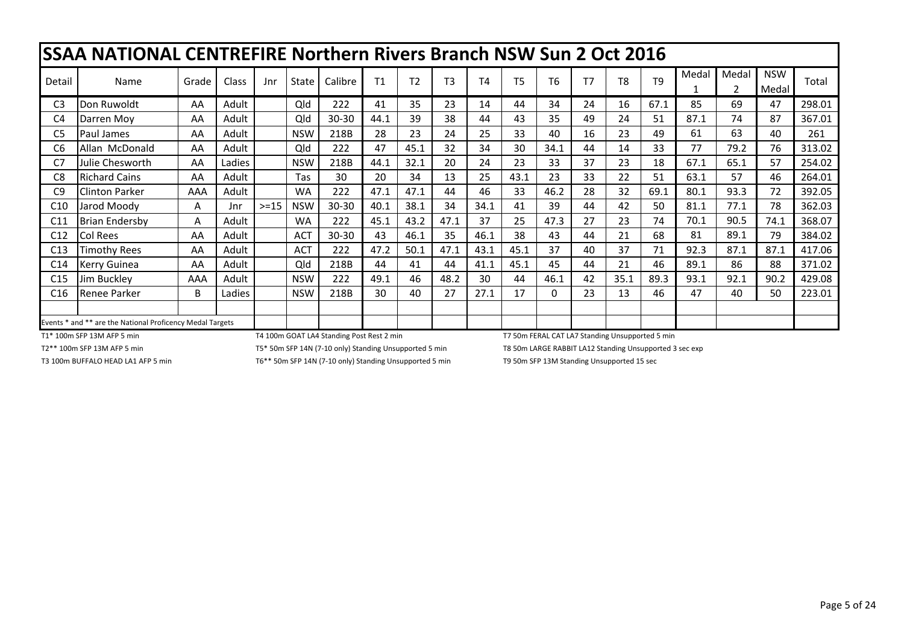# SSAA NATIONAL CENTREFIRE Northern Rivers Branch NSW Sun 2 Oct 2016

| Detail | Name | Grade | Class | Jnr | State | Calibre | T1 | T2 | T3 | T4 | T5 | T6 | T7 | T8 | T9 | Medal 1 | Medal 2 | NSW Medal | Total |
|---|---|---|---|---|---|---|---|---|---|---|---|---|---|---|---|---|---|---|---|
| C3 | Don Ruwoldt | AA | Adult | | Qld | 222 | 41 | 35 | 23 | 14 | 44 | 34 | 24 | 16 | 67.1 | 85 | 69 | 47 | 298.01 |
| C4 | Darren Moy | AA | Adult | | Qld | 30-30 | 44.1 | 39 | 38 | 44 | 43 | 35 | 49 | 24 | 51 | 87.1 | 74 | 87 | 367.01 |
| C5 | Paul James | AA | Adult | | NSW | 218B | 28 | 23 | 24 | 25 | 33 | 40 | 16 | 23 | 49 | 61 | 63 | 40 | 261 |
| C6 | Allan McDonald | AA | Adult | | Qld | 222 | 47 | 45.1 | 32 | 34 | 30 | 34.1 | 44 | 14 | 33 | 77 | 79.2 | 76 | 313.02 |
| C7 | Julie Chesworth | AA | Ladies | | NSW | 218B | 44.1 | 32.1 | 20 | 24 | 23 | 33 | 37 | 23 | 18 | 67.1 | 65.1 | 57 | 254.02 |
| C8 | Richard Cains | AA | Adult | | Tas | 30 | 20 | 34 | 13 | 25 | 43.1 | 23 | 33 | 22 | 51 | 63.1 | 57 | 46 | 264.01 |
| C9 | Clinton Parker | AAA | Adult | | WA | 222 | 47.1 | 47.1 | 44 | 46 | 33 | 46.2 | 28 | 32 | 69.1 | 80.1 | 93.3 | 72 | 392.05 |
| C10 | Jarod Moody | A | Jnr | >=15 | NSW | 30-30 | 40.1 | 38.1 | 34 | 34.1 | 41 | 39 | 44 | 42 | 50 | 81.1 | 77.1 | 78 | 362.03 |
| C11 | Brian Endersby | A | Adult | | WA | 222 | 45.1 | 43.2 | 47.1 | 37 | 25 | 47.3 | 27 | 23 | 74 | 70.1 | 90.5 | 74.1 | 368.07 |
| C12 | Col Rees | AA | Adult | | ACT | 30-30 | 43 | 46.1 | 35 | 46.1 | 38 | 43 | 44 | 21 | 68 | 81 | 89.1 | 79 | 384.02 |
| C13 | Timothy Rees | AA | Adult | | ACT | 222 | 47.2 | 50.1 | 47.1 | 43.1 | 45.1 | 37 | 40 | 37 | 71 | 92.3 | 87.1 | 87.1 | 417.06 |
| C14 | Kerry Guinea | AA | Adult | | Qld | 218B | 44 | 41 | 44 | 41.1 | 45.1 | 45 | 44 | 21 | 46 | 89.1 | 86 | 88 | 371.02 |
| C15 | Jim Buckley | AAA | Adult | | NSW | 222 | 49.1 | 46 | 48.2 | 30 | 44 | 46.1 | 42 | 35.1 | 89.3 | 93.1 | 92.1 | 90.2 | 429.08 |
| C16 | Renee Parker | B | Ladies | | NSW | 218B | 30 | 40 | 27 | 27.1 | 17 | 0 | 23 | 13 | 46 | 47 | 40 | 50 | 223.01 |

Events * and ** are the National Proficency Medal Targets

T1* 100m SFP 13M AFP 5 min

T2** 100m SFP 13M AFP 5 min

T3 100m BUFFALO HEAD LA1 AFP 5 min

T4 100m GOAT LA4 Standing Post Rest 2 min

T5* 50m SFP 14N (7-10 only) Standing Unsupported 5 min

T6** 50m SFP 14N (7-10 only) Standing Unsupported 5 min

T7 50m FERAL CAT LA7 Standing Unsupported 5 min

T8 50m LARGE RABBIT LA12 Standing Unsupported 3 sec exp

T9 50m SFP 13M Standing Unsupported 15 sec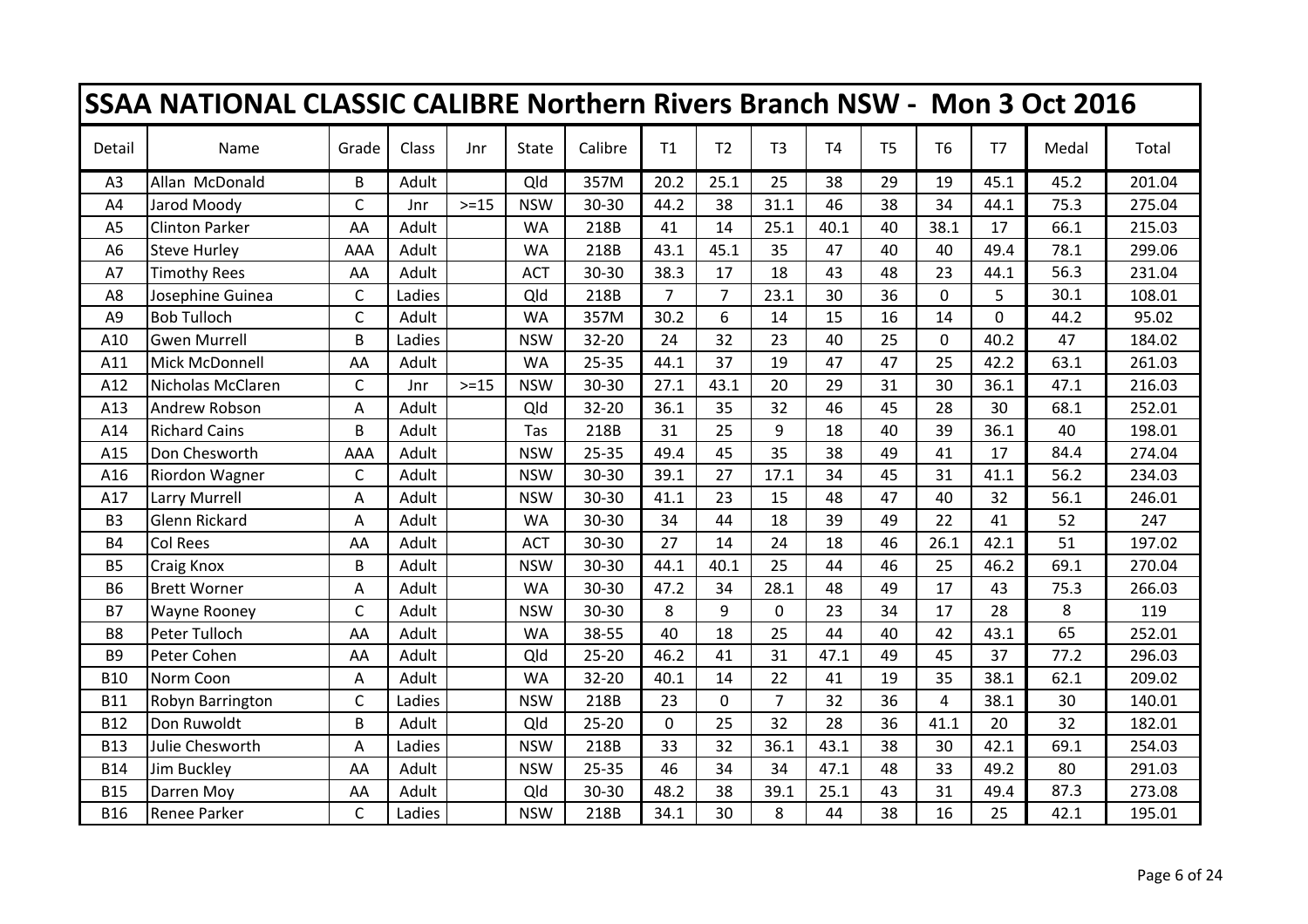# SSAA NATIONAL CLASSIC CALIBRE Northern Rivers Branch NSW - Mon 3 Oct 2016

| Detail | Name | Grade | Class | Jnr | State | Calibre | T1 | T2 | T3 | T4 | T5 | T6 | T7 | Medal | Total |
|---|---|---|---|---|---|---|---|---|---|---|---|---|---|---|---|
| A3 | Allan McDonald | B | Adult | | Qld | 357M | 20.2 | 25.1 | 25 | 38 | 29 | 19 | 45.1 | 45.2 | 201.04 |
| A4 | Jarod Moody | C | Jnr | >=15 | NSW | 30-30 | 44.2 | 38 | 31.1 | 46 | 38 | 34 | 44.1 | 75.3 | 275.04 |
| A5 | Clinton Parker | AA | Adult | | WA | 218B | 41 | 14 | 25.1 | 40.1 | 40 | 38.1 | 17 | 66.1 | 215.03 |
| A6 | Steve Hurley | AAA | Adult | | WA | 218B | 43.1 | 45.1 | 35 | 47 | 40 | 40 | 49.4 | 78.1 | 299.06 |
| A7 | Timothy Rees | AA | Adult | | ACT | 30-30 | 38.3 | 17 | 18 | 43 | 48 | 23 | 44.1 | 56.3 | 231.04 |
| A8 | Josephine Guinea | C | Ladies | | Qld | 218B | 7 | 7 | 23.1 | 30 | 36 | 0 | 5 | 30.1 | 108.01 |
| A9 | Bob Tulloch | C | Adult | | WA | 357M | 30.2 | 6 | 14 | 15 | 16 | 14 | 0 | 44.2 | 95.02 |
| A10 | Gwen Murrell | B | Ladies | | NSW | 32-20 | 24 | 32 | 23 | 40 | 25 | 0 | 40.2 | 47 | 184.02 |
| A11 | Mick McDonnell | AA | Adult | | WA | 25-35 | 44.1 | 37 | 19 | 47 | 47 | 25 | 42.2 | 63.1 | 261.03 |
| A12 | Nicholas McClaren | C | Jnr | >=15 | NSW | 30-30 | 27.1 | 43.1 | 20 | 29 | 31 | 30 | 36.1 | 47.1 | 216.03 |
| A13 | Andrew Robson | A | Adult | | Qld | 32-20 | 36.1 | 35 | 32 | 46 | 45 | 28 | 30 | 68.1 | 252.01 |
| A14 | Richard Cains | B | Adult | | Tas | 218B | 31 | 25 | 9 | 18 | 40 | 39 | 36.1 | 40 | 198.01 |
| A15 | Don Chesworth | AAA | Adult | | NSW | 25-35 | 49.4 | 45 | 35 | 38 | 49 | 41 | 17 | 84.4 | 274.04 |
| A16 | Riordon Wagner | C | Adult | | NSW | 30-30 | 39.1 | 27 | 17.1 | 34 | 45 | 31 | 41.1 | 56.2 | 234.03 |
| A17 | Larry Murrell | A | Adult | | NSW | 30-30 | 41.1 | 23 | 15 | 48 | 47 | 40 | 32 | 56.1 | 246.01 |
| B3 | Glenn Rickard | A | Adult | | WA | 30-30 | 34 | 44 | 18 | 39 | 49 | 22 | 41 | 52 | 247 |
| B4 | Col Rees | AA | Adult | | ACT | 30-30 | 27 | 14 | 24 | 18 | 46 | 26.1 | 42.1 | 51 | 197.02 |
| B5 | Craig Knox | B | Adult | | NSW | 30-30 | 44.1 | 40.1 | 25 | 44 | 46 | 25 | 46.2 | 69.1 | 270.04 |
| B6 | Brett Worner | A | Adult | | WA | 30-30 | 47.2 | 34 | 28.1 | 48 | 49 | 17 | 43 | 75.3 | 266.03 |
| B7 | Wayne Rooney | C | Adult | | NSW | 30-30 | 8 | 9 | 0 | 23 | 34 | 17 | 28 | 8 | 119 |
| B8 | Peter Tulloch | AA | Adult | | WA | 38-55 | 40 | 18 | 25 | 44 | 40 | 42 | 43.1 | 65 | 252.01 |
| B9 | Peter Cohen | AA | Adult | | Qld | 25-20 | 46.2 | 41 | 31 | 47.1 | 49 | 45 | 37 | 77.2 | 296.03 |
| B10 | Norm Coon | A | Adult | | WA | 32-20 | 40.1 | 14 | 22 | 41 | 19 | 35 | 38.1 | 62.1 | 209.02 |
| B11 | Robyn Barrington | C | Ladies | | NSW | 218B | 23 | 0 | 7 | 32 | 36 | 4 | 38.1 | 30 | 140.01 |
| B12 | Don Ruwoldt | B | Adult | | Qld | 25-20 | 0 | 25 | 32 | 28 | 36 | 41.1 | 20 | 32 | 182.01 |
| B13 | Julie Chesworth | A | Ladies | | NSW | 218B | 33 | 32 | 36.1 | 43.1 | 38 | 30 | 42.1 | 69.1 | 254.03 |
| B14 | Jim Buckley | AA | Adult | | NSW | 25-35 | 46 | 34 | 34 | 47.1 | 48 | 33 | 49.2 | 80 | 291.03 |
| B15 | Darren Moy | AA | Adult | | Qld | 30-30 | 48.2 | 38 | 39.1 | 25.1 | 43 | 31 | 49.4 | 87.3 | 273.08 |
| B16 | Renee Parker | C | Ladies | | NSW | 218B | 34.1 | 30 | 8 | 44 | 38 | 16 | 25 | 42.1 | 195.01 |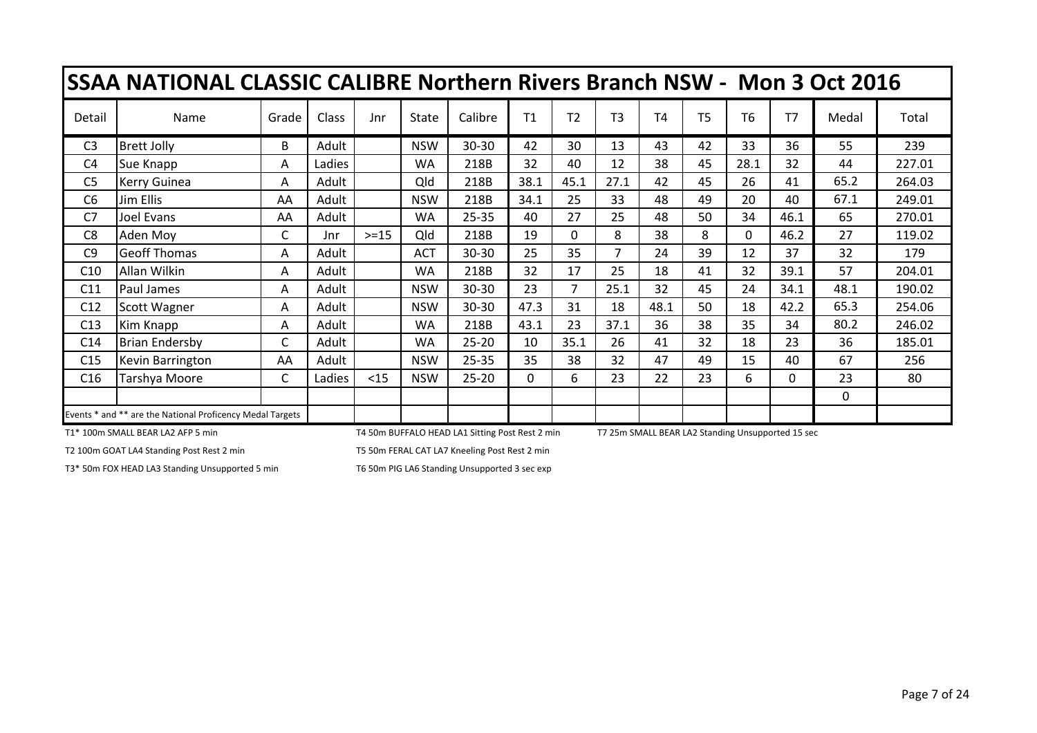# SSAA NATIONAL CLASSIC CALIBRE Northern Rivers Branch NSW - Mon 3 Oct 2016

| Detail | Name | Grade | Class | Jnr | State | Calibre | T1 | T2 | T3 | T4 | T5 | T6 | T7 | Medal | Total |
|---|---|---|---|---|---|---|---|---|---|---|---|---|---|---|---|
| C3 | Brett Jolly | B | Adult | | NSW | 30-30 | 42 | 30 | 13 | 43 | 42 | 33 | 36 | 55 | 239 |
| C4 | Sue Knapp | A | Ladies | | WA | 218B | 32 | 40 | 12 | 38 | 45 | 28.1 | 32 | 44 | 227.01 |
| C5 | Kerry Guinea | A | Adult | | Qld | 218B | 38.1 | 45.1 | 27.1 | 42 | 45 | 26 | 41 | 65.2 | 264.03 |
| C6 | Jim Ellis | AA | Adult | | NSW | 218B | 34.1 | 25 | 33 | 48 | 49 | 20 | 40 | 67.1 | 249.01 |
| C7 | Joel Evans | AA | Adult | | WA | 25-35 | 40 | 27 | 25 | 48 | 50 | 34 | 46.1 | 65 | 270.01 |
| C8 | Aden Moy | C | Jnr | >=15 | Qld | 218B | 19 | 0 | 8 | 38 | 8 | 0 | 46.2 | 27 | 119.02 |
| C9 | Geoff Thomas | A | Adult | | ACT | 30-30 | 25 | 35 | 7 | 24 | 39 | 12 | 37 | 32 | 179 |
| C10 | Allan Wilkin | A | Adult | | WA | 218B | 32 | 17 | 25 | 18 | 41 | 32 | 39.1 | 57 | 204.01 |
| C11 | Paul James | A | Adult | | NSW | 30-30 | 23 | 7 | 25.1 | 32 | 45 | 24 | 34.1 | 48.1 | 190.02 |
| C12 | Scott Wagner | A | Adult | | NSW | 30-30 | 47.3 | 31 | 18 | 48.1 | 50 | 18 | 42.2 | 65.3 | 254.06 |
| C13 | Kim Knapp | A | Adult | | WA | 218B | 43.1 | 23 | 37.1 | 36 | 38 | 35 | 34 | 80.2 | 246.02 |
| C14 | Brian Endersby | C | Adult | | WA | 25-20 | 10 | 35.1 | 26 | 41 | 32 | 18 | 23 | 36 | 185.01 |
| C15 | Kevin Barrington | AA | Adult | | NSW | 25-35 | 35 | 38 | 32 | 47 | 49 | 15 | 40 | 67 | 256 |
| C16 | Tarshya Moore | C | Ladies | <15 | NSW | 25-20 | 0 | 6 | 23 | 22 | 23 | 6 | 0 | 23 | 80 |
| | | | | | | | | | | | | | | 0 | |
| Events * and ** are the National Proficency Medal Targets | | | | | | | | | | | | | | | |

T1* 100m SMALL BEAR LA2 AFP 5 min

T2 100m GOAT LA4 Standing Post Rest 2 min

T3* 50m FOX HEAD LA3 Standing Unsupported 5 min

T4 50m BUFFALO HEAD LA1 Sitting Post Rest 2 min

T5 50m FERAL CAT LA7 Kneeling Post Rest 2 min

T6 50m PIG LA6 Standing Unsupported 3 sec exp

T7 25m SMALL BEAR LA2 Standing Unsupported 15 sec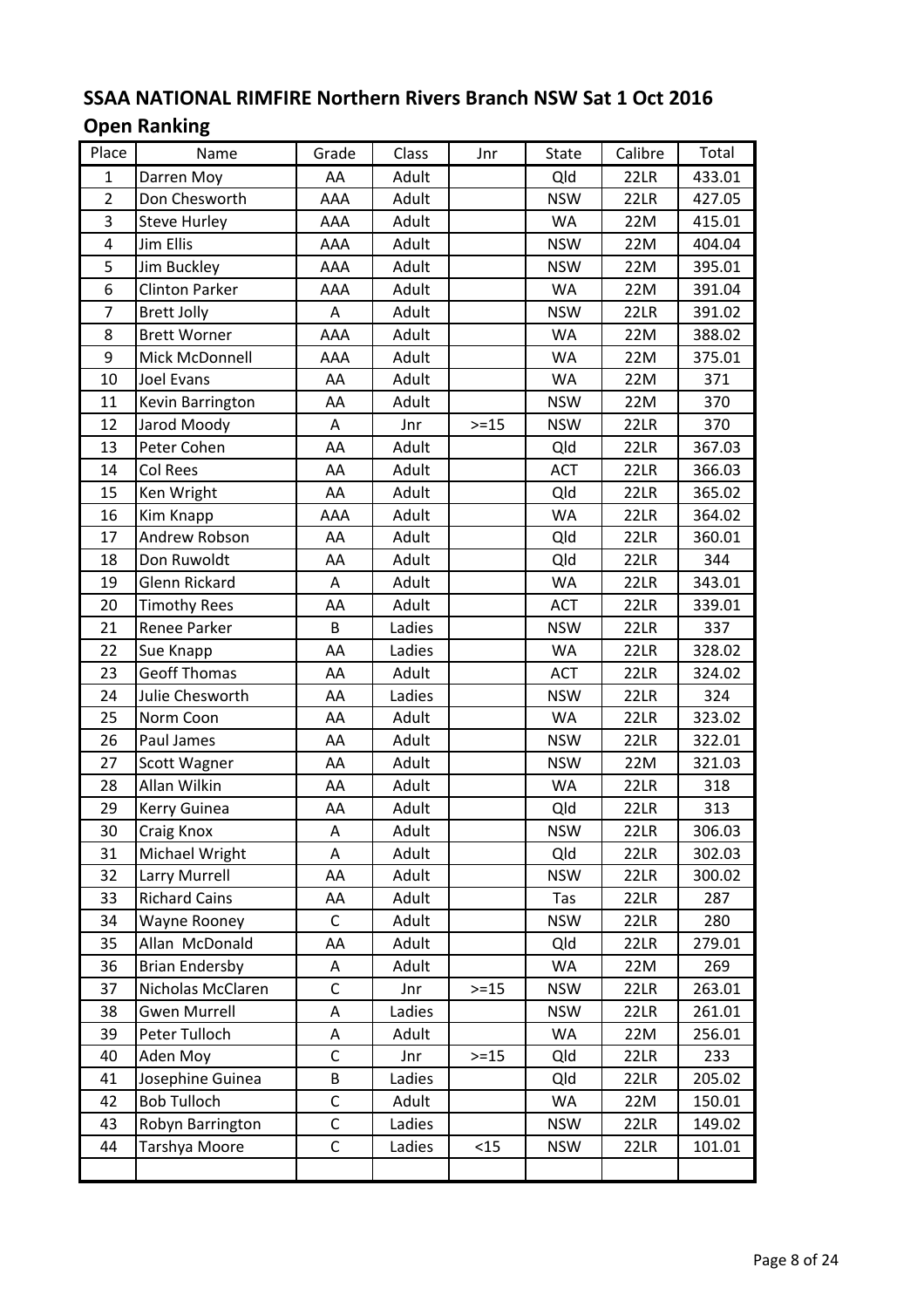# SSAA NATIONAL RIMFIRE Northern Rivers Branch NSW Sat 1 Oct 2016

## Open Ranking

| Place | Name | Grade | Class | Jnr | State | Calibre | Total |
|---|---|---|---|---|---|---|---|
| 1 | Darren Moy | AA | Adult | | Qld | 22LR | 433.01 |
| 2 | Don Chesworth | AAA | Adult | | NSW | 22LR | 427.05 |
| 3 | Steve Hurley | AAA | Adult | | WA | 22M | 415.01 |
| 4 | Jim Ellis | AAA | Adult | | NSW | 22M | 404.04 |
| 5 | Jim Buckley | AAA | Adult | | NSW | 22M | 395.01 |
| 6 | Clinton Parker | AAA | Adult | | WA | 22M | 391.04 |
| 7 | Brett Jolly | A | Adult | | NSW | 22LR | 391.02 |
| 8 | Brett Worner | AAA | Adult | | WA | 22M | 388.02 |
| 9 | Mick McDonnell | AAA | Adult | | WA | 22M | 375.01 |
| 10 | Joel Evans | AA | Adult | | WA | 22M | 371 |
| 11 | Kevin Barrington | AA | Adult | | NSW | 22M | 370 |
| 12 | Jarod Moody | A | Jnr | >=15 | NSW | 22LR | 370 |
| 13 | Peter Cohen | AA | Adult | | Qld | 22LR | 367.03 |
| 14 | Col Rees | AA | Adult | | ACT | 22LR | 366.03 |
| 15 | Ken Wright | AA | Adult | | Qld | 22LR | 365.02 |
| 16 | Kim Knapp | AAA | Adult | | WA | 22LR | 364.02 |
| 17 | Andrew Robson | AA | Adult | | Qld | 22LR | 360.01 |
| 18 | Don Ruwoldt | AA | Adult | | Qld | 22LR | 344 |
| 19 | Glenn Rickard | A | Adult | | WA | 22LR | 343.01 |
| 20 | Timothy Rees | AA | Adult | | ACT | 22LR | 339.01 |
| 21 | Renee Parker | B | Ladies | | NSW | 22LR | 337 |
| 22 | Sue Knapp | AA | Ladies | | WA | 22LR | 328.02 |
| 23 | Geoff Thomas | AA | Adult | | ACT | 22LR | 324.02 |
| 24 | Julie Chesworth | AA | Ladies | | NSW | 22LR | 324 |
| 25 | Norm Coon | AA | Adult | | WA | 22LR | 323.02 |
| 26 | Paul James | AA | Adult | | NSW | 22LR | 322.01 |
| 27 | Scott Wagner | AA | Adult | | NSW | 22M | 321.03 |
| 28 | Allan Wilkin | AA | Adult | | WA | 22LR | 318 |
| 29 | Kerry Guinea | AA | Adult | | Qld | 22LR | 313 |
| 30 | Craig Knox | A | Adult | | NSW | 22LR | 306.03 |
| 31 | Michael Wright | A | Adult | | Qld | 22LR | 302.03 |
| 32 | Larry Murrell | AA | Adult | | NSW | 22LR | 300.02 |
| 33 | Richard Cains | AA | Adult | | Tas | 22LR | 287 |
| 34 | Wayne Rooney | C | Adult | | NSW | 22LR | 280 |
| 35 | Allan McDonald | AA | Adult | | Qld | 22LR | 279.01 |
| 36 | Brian Endersby | A | Adult | | WA | 22M | 269 |
| 37 | Nicholas McClaren | C | Jnr | >=15 | NSW | 22LR | 263.01 |
| 38 | Gwen Murrell | A | Ladies | | NSW | 22LR | 261.01 |
| 39 | Peter Tulloch | A | Adult | | WA | 22M | 256.01 |
| 40 | Aden Moy | C | Jnr | >=15 | Qld | 22LR | 233 |
| 41 | Josephine Guinea | B | Ladies | | Qld | 22LR | 205.02 |
| 42 | Bob Tulloch | C | Adult | | WA | 22M | 150.01 |
| 43 | Robyn Barrington | C | Ladies | | NSW | 22LR | 149.02 |
| 44 | Tarshya Moore | C | Ladies | <15 | NSW | 22LR | 101.01 |
| | | | | | | | |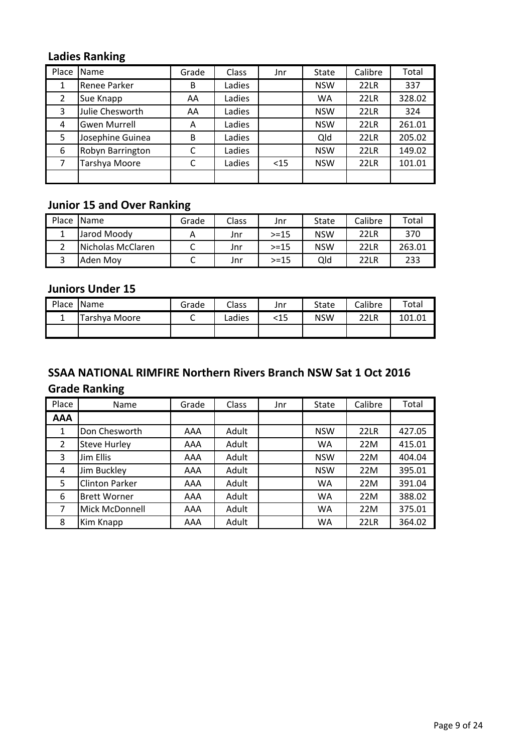## Ladies Ranking

| Place | Name | Grade | Class | Jnr | State | Calibre | Total |
|---|---|---|---|---|---|---|---|
| 1 | Renee Parker | B | Ladies | | NSW | 22LR | 337 |
| 2 | Sue Knapp | AA | Ladies | | WA | 22LR | 328.02 |
| 3 | Julie Chesworth | AA | Ladies | | NSW | 22LR | 324 |
| 4 | Gwen Murrell | A | Ladies | | NSW | 22LR | 261.01 |
| 5 | Josephine Guinea | B | Ladies | | Qld | 22LR | 205.02 |
| 6 | Robyn Barrington | C | Ladies | | NSW | 22LR | 149.02 |
| 7 | Tarshya Moore | C | Ladies | <15 | NSW | 22LR | 101.01 |
| | | | | | | | |

## Junior 15 and Over Ranking

| Place | Name | Grade | Class | Jnr | State | Calibre | Total |
|---|---|---|---|---|---|---|---|
| 1 | Jarod Moody | A | Jnr | >=15 | NSW | 22LR | 370 |
| 2 | Nicholas McClaren | C | Jnr | >=15 | NSW | 22LR | 263.01 |
| 3 | Aden Moy | C | Jnr | >=15 | Qld | 22LR | 233 |

## Juniors Under 15

| Place | Name | Grade | Class | Jnr | State | Calibre | Total |
|---|---|---|---|---|---|---|---|
| 1 | Tarshya Moore | C | Ladies | <15 | NSW | 22LR | 101.01 |
| | | | | | | | |

## SSAA NATIONAL RIMFIRE Northern Rivers Branch NSW Sat 1 Oct 2016

## Grade Ranking

| Place | Name | Grade | Class | Jnr | State | Calibre | Total |
|---|---|---|---|---|---|---|---|
| **AAA** | | | | | | | |
| 1 | Don Chesworth | AAA | Adult | | NSW | 22LR | 427.05 |
| 2 | Steve Hurley | AAA | Adult | | WA | 22M | 415.01 |
| 3 | Jim Ellis | AAA | Adult | | NSW | 22M | 404.04 |
| 4 | Jim Buckley | AAA | Adult | | NSW | 22M | 395.01 |
| 5 | Clinton Parker | AAA | Adult | | WA | 22M | 391.04 |
| 6 | Brett Worner | AAA | Adult | | WA | 22M | 388.02 |
| 7 | Mick McDonnell | AAA | Adult | | WA | 22M | 375.01 |
| 8 | Kim Knapp | AAA | Adult | | WA | 22LR | 364.02 |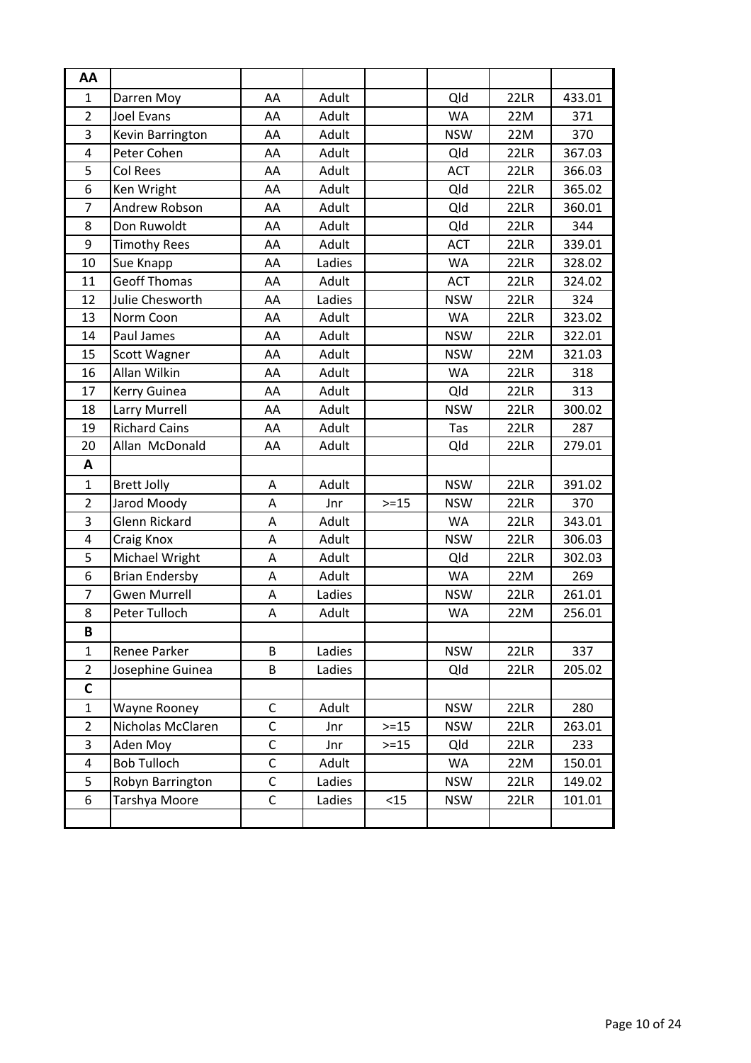| AA | | | | | | | |
|---|---|---|---|---|---|---|---|
| 1 | Darren Moy | AA | Adult | | Qld | 22LR | 433.01 |
| 2 | Joel Evans | AA | Adult | | WA | 22M | 371 |
| 3 | Kevin Barrington | AA | Adult | | NSW | 22M | 370 |
| 4 | Peter Cohen | AA | Adult | | Qld | 22LR | 367.03 |
| 5 | Col Rees | AA | Adult | | ACT | 22LR | 366.03 |
| 6 | Ken Wright | AA | Adult | | Qld | 22LR | 365.02 |
| 7 | Andrew Robson | AA | Adult | | Qld | 22LR | 360.01 |
| 8 | Don Ruwoldt | AA | Adult | | Qld | 22LR | 344 |
| 9 | Timothy Rees | AA | Adult | | ACT | 22LR | 339.01 |
| 10 | Sue Knapp | AA | Ladies | | WA | 22LR | 328.02 |
| 11 | Geoff Thomas | AA | Adult | | ACT | 22LR | 324.02 |
| 12 | Julie Chesworth | AA | Ladies | | NSW | 22LR | 324 |
| 13 | Norm Coon | AA | Adult | | WA | 22LR | 323.02 |
| 14 | Paul James | AA | Adult | | NSW | 22LR | 322.01 |
| 15 | Scott Wagner | AA | Adult | | NSW | 22M | 321.03 |
| 16 | Allan Wilkin | AA | Adult | | WA | 22LR | 318 |
| 17 | Kerry Guinea | AA | Adult | | Qld | 22LR | 313 |
| 18 | Larry Murrell | AA | Adult | | NSW | 22LR | 300.02 |
| 19 | Richard Cains | AA | Adult | | Tas | 22LR | 287 |
| 20 | Allan McDonald | AA | Adult | | Qld | 22LR | 279.01 |
| **A** | | | | | | | |
| 1 | Brett Jolly | A | Adult | | NSW | 22LR | 391.02 |
| 2 | Jarod Moody | A | Jnr | >=15 | NSW | 22LR | 370 |
| 3 | Glenn Rickard | A | Adult | | WA | 22LR | 343.01 |
| 4 | Craig Knox | A | Adult | | NSW | 22LR | 306.03 |
| 5 | Michael Wright | A | Adult | | Qld | 22LR | 302.03 |
| 6 | Brian Endersby | A | Adult | | WA | 22M | 269 |
| 7 | Gwen Murrell | A | Ladies | | NSW | 22LR | 261.01 |
| 8 | Peter Tulloch | A | Adult | | WA | 22M | 256.01 |
| **B** | | | | | | | |
| 1 | Renee Parker | B | Ladies | | NSW | 22LR | 337 |
| 2 | Josephine Guinea | B | Ladies | | Qld | 22LR | 205.02 |
| **C** | | | | | | | |
| 1 | Wayne Rooney | C | Adult | | NSW | 22LR | 280 |
| 2 | Nicholas McClaren | C | Jnr | >=15 | NSW | 22LR | 263.01 |
| 3 | Aden Moy | C | Jnr | >=15 | Qld | 22LR | 233 |
| 4 | Bob Tulloch | C | Adult | | WA | 22M | 150.01 |
| 5 | Robyn Barrington | C | Ladies | | NSW | 22LR | 149.02 |
| 6 | Tarshya Moore | C | Ladies | <15 | NSW | 22LR | 101.01 |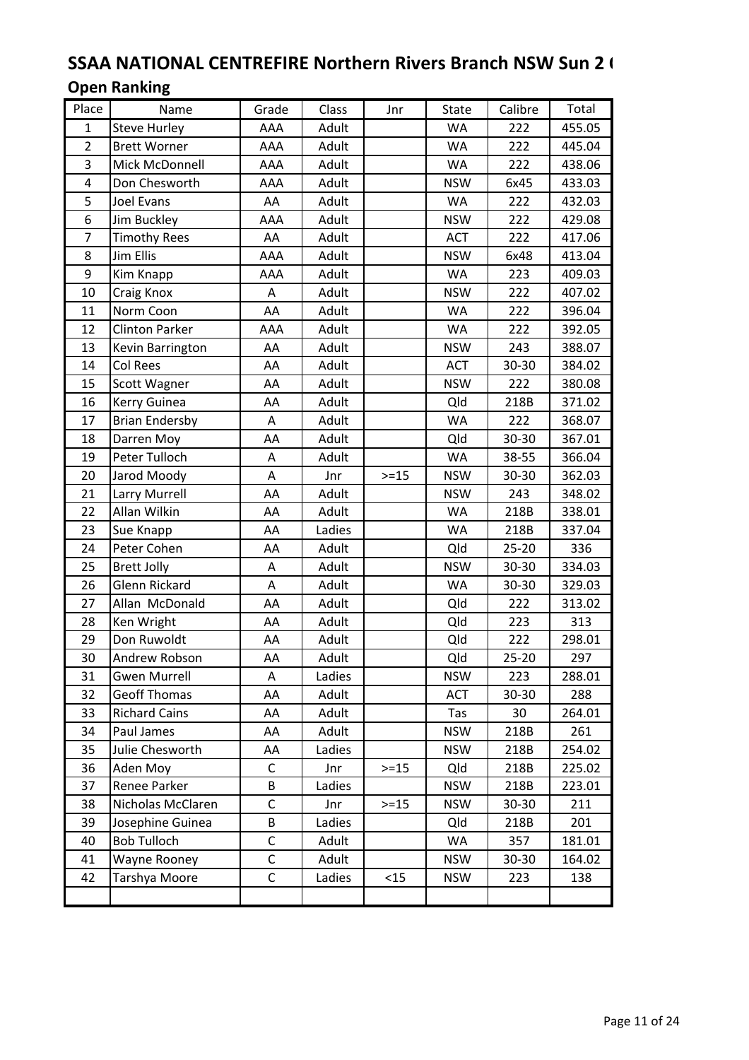# SSAA NATIONAL CENTREFIRE Northern Rivers Branch NSW Sun 2 (

## Open Ranking

| Place | Name | Grade | Class | Jnr | State | Calibre | Total |
|---|---|---|---|---|---|---|---|
| 1 | Steve Hurley | AAA | Adult | | WA | 222 | 455.05 |
| 2 | Brett Worner | AAA | Adult | | WA | 222 | 445.04 |
| 3 | Mick McDonnell | AAA | Adult | | WA | 222 | 438.06 |
| 4 | Don Chesworth | AAA | Adult | | NSW | 6x45 | 433.03 |
| 5 | Joel Evans | AA | Adult | | WA | 222 | 432.03 |
| 6 | Jim Buckley | AAA | Adult | | NSW | 222 | 429.08 |
| 7 | Timothy Rees | AA | Adult | | ACT | 222 | 417.06 |
| 8 | Jim Ellis | AAA | Adult | | NSW | 6x48 | 413.04 |
| 9 | Kim Knapp | AAA | Adult | | WA | 223 | 409.03 |
| 10 | Craig Knox | A | Adult | | NSW | 222 | 407.02 |
| 11 | Norm Coon | AA | Adult | | WA | 222 | 396.04 |
| 12 | Clinton Parker | AAA | Adult | | WA | 222 | 392.05 |
| 13 | Kevin Barrington | AA | Adult | | NSW | 243 | 388.07 |
| 14 | Col Rees | AA | Adult | | ACT | 30-30 | 384.02 |
| 15 | Scott Wagner | AA | Adult | | NSW | 222 | 380.08 |
| 16 | Kerry Guinea | AA | Adult | | Qld | 218B | 371.02 |
| 17 | Brian Endersby | A | Adult | | WA | 222 | 368.07 |
| 18 | Darren Moy | AA | Adult | | Qld | 30-30 | 367.01 |
| 19 | Peter Tulloch | A | Adult | | WA | 38-55 | 366.04 |
| 20 | Jarod Moody | A | Jnr | >=15 | NSW | 30-30 | 362.03 |
| 21 | Larry Murrell | AA | Adult | | NSW | 243 | 348.02 |
| 22 | Allan Wilkin | AA | Adult | | WA | 218B | 338.01 |
| 23 | Sue Knapp | AA | Ladies | | WA | 218B | 337.04 |
| 24 | Peter Cohen | AA | Adult | | Qld | 25-20 | 336 |
| 25 | Brett Jolly | A | Adult | | NSW | 30-30 | 334.03 |
| 26 | Glenn Rickard | A | Adult | | WA | 30-30 | 329.03 |
| 27 | Allan McDonald | AA | Adult | | Qld | 222 | 313.02 |
| 28 | Ken Wright | AA | Adult | | Qld | 223 | 313 |
| 29 | Don Ruwoldt | AA | Adult | | Qld | 222 | 298.01 |
| 30 | Andrew Robson | AA | Adult | | Qld | 25-20 | 297 |
| 31 | Gwen Murrell | A | Ladies | | NSW | 223 | 288.01 |
| 32 | Geoff Thomas | AA | Adult | | ACT | 30-30 | 288 |
| 33 | Richard Cains | AA | Adult | | Tas | 30 | 264.01 |
| 34 | Paul James | AA | Adult | | NSW | 218B | 261 |
| 35 | Julie Chesworth | AA | Ladies | | NSW | 218B | 254.02 |
| 36 | Aden Moy | C | Jnr | >=15 | Qld | 218B | 225.02 |
| 37 | Renee Parker | B | Ladies | | NSW | 218B | 223.01 |
| 38 | Nicholas McClaren | C | Jnr | >=15 | NSW | 30-30 | 211 |
| 39 | Josephine Guinea | B | Ladies | | Qld | 218B | 201 |
| 40 | Bob Tulloch | C | Adult | | WA | 357 | 181.01 |
| 41 | Wayne Rooney | C | Adult | | NSW | 30-30 | 164.02 |
| 42 | Tarshya Moore | C | Ladies | <15 | NSW | 223 | 138 |
| | | | | | | | |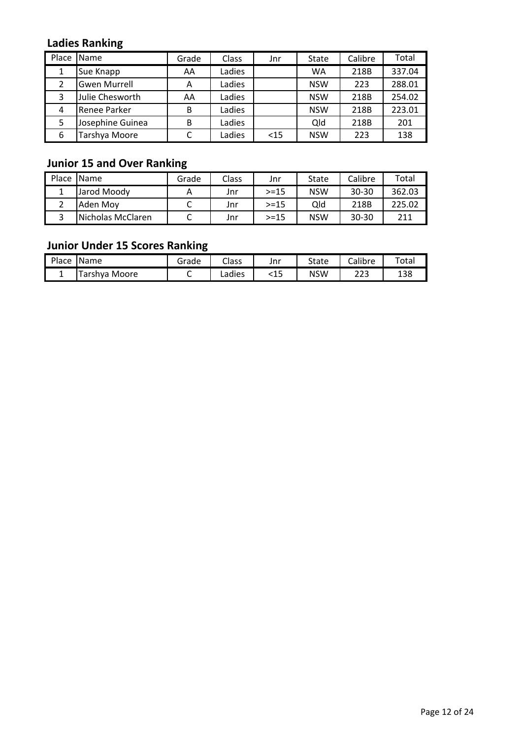## Ladies Ranking

| Place | Name | Grade | Class | Jnr | State | Calibre | Total |
|---|---|---|---|---|---|---|---|
| 1 | Sue Knapp | AA | Ladies | | WA | 218B | 337.04 |
| 2 | Gwen Murrell | A | Ladies | | NSW | 223 | 288.01 |
| 3 | Julie Chesworth | AA | Ladies | | NSW | 218B | 254.02 |
| 4 | Renee Parker | B | Ladies | | NSW | 218B | 223.01 |
| 5 | Josephine Guinea | B | Ladies | | Qld | 218B | 201 |
| 6 | Tarshya Moore | C | Ladies | <15 | NSW | 223 | 138 |

## Junior 15 and Over Ranking

| Place | Name | Grade | Class | Jnr | State | Calibre | Total |
|---|---|---|---|---|---|---|---|
| 1 | Jarod Moody | A | Jnr | >=15 | NSW | 30-30 | 362.03 |
| 2 | Aden Moy | C | Jnr | >=15 | Qld | 218B | 225.02 |
| 3 | Nicholas McClaren | C | Jnr | >=15 | NSW | 30-30 | 211 |

## Junior Under 15 Scores Ranking

| Place | Name | Grade | Class | Jnr | State | Calibre | Total |
|---|---|---|---|---|---|---|---|
| 1 | Tarshya Moore | C | Ladies | <15 | NSW | 223 | 138 |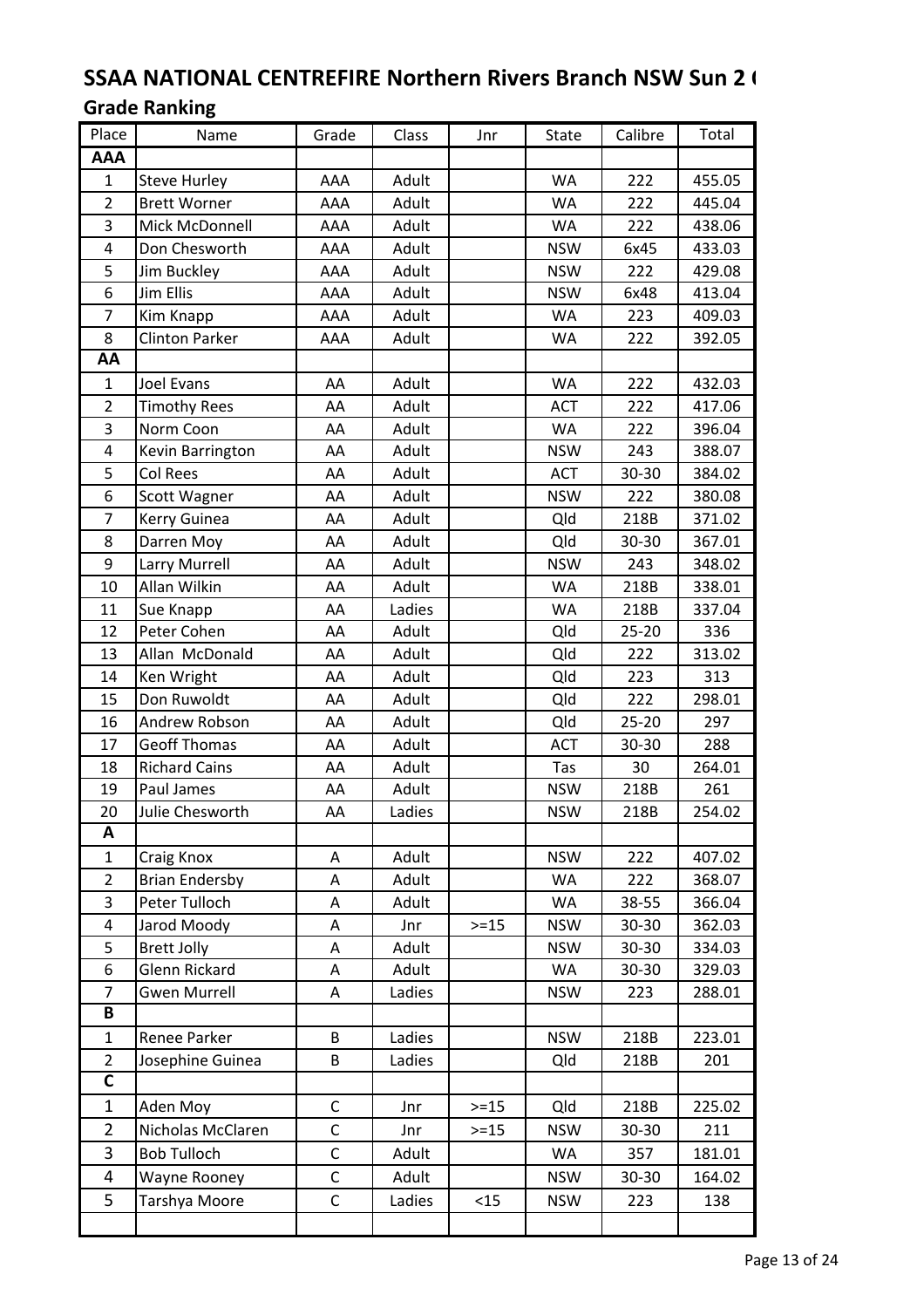# SSAA NATIONAL CENTREFIRE Northern Rivers Branch NSW Sun 2 (

## Grade Ranking

| Place | Name | Grade | Class | Jnr | State | Calibre | Total |
|---|---|---|---|---|---|---|---|
| **AAA** | | | | | | | |
| 1 | Steve Hurley | AAA | Adult | | WA | 222 | 455.05 |
| 2 | Brett Worner | AAA | Adult | | WA | 222 | 445.04 |
| 3 | Mick McDonnell | AAA | Adult | | WA | 222 | 438.06 |
| 4 | Don Chesworth | AAA | Adult | | NSW | 6x45 | 433.03 |
| 5 | Jim Buckley | AAA | Adult | | NSW | 222 | 429.08 |
| 6 | Jim Ellis | AAA | Adult | | NSW | 6x48 | 413.04 |
| 7 | Kim Knapp | AAA | Adult | | WA | 223 | 409.03 |
| 8 | Clinton Parker | AAA | Adult | | WA | 222 | 392.05 |
| **AA** | | | | | | | |
| 1 | Joel Evans | AA | Adult | | WA | 222 | 432.03 |
| 2 | Timothy Rees | AA | Adult | | ACT | 222 | 417.06 |
| 3 | Norm Coon | AA | Adult | | WA | 222 | 396.04 |
| 4 | Kevin Barrington | AA | Adult | | NSW | 243 | 388.07 |
| 5 | Col Rees | AA | Adult | | ACT | 30-30 | 384.02 |
| 6 | Scott Wagner | AA | Adult | | NSW | 222 | 380.08 |
| 7 | Kerry Guinea | AA | Adult | | Qld | 218B | 371.02 |
| 8 | Darren Moy | AA | Adult | | Qld | 30-30 | 367.01 |
| 9 | Larry Murrell | AA | Adult | | NSW | 243 | 348.02 |
| 10 | Allan Wilkin | AA | Adult | | WA | 218B | 338.01 |
| 11 | Sue Knapp | AA | Ladies | | WA | 218B | 337.04 |
| 12 | Peter Cohen | AA | Adult | | Qld | 25-20 | 336 |
| 13 | Allan McDonald | AA | Adult | | Qld | 222 | 313.02 |
| 14 | Ken Wright | AA | Adult | | Qld | 223 | 313 |
| 15 | Don Ruwoldt | AA | Adult | | Qld | 222 | 298.01 |
| 16 | Andrew Robson | AA | Adult | | Qld | 25-20 | 297 |
| 17 | Geoff Thomas | AA | Adult | | ACT | 30-30 | 288 |
| 18 | Richard Cains | AA | Adult | | Tas | 30 | 264.01 |
| 19 | Paul James | AA | Adult | | NSW | 218B | 261 |
| 20 | Julie Chesworth | AA | Ladies | | NSW | 218B | 254.02 |
| **A** | | | | | | | |
| 1 | Craig Knox | A | Adult | | NSW | 222 | 407.02 |
| 2 | Brian Endersby | A | Adult | | WA | 222 | 368.07 |
| 3 | Peter Tulloch | A | Adult | | WA | 38-55 | 366.04 |
| 4 | Jarod Moody | A | Jnr | >=15 | NSW | 30-30 | 362.03 |
| 5 | Brett Jolly | A | Adult | | NSW | 30-30 | 334.03 |
| 6 | Glenn Rickard | A | Adult | | WA | 30-30 | 329.03 |
| 7 | Gwen Murrell | A | Ladies | | NSW | 223 | 288.01 |
| **B** | | | | | | | |
| 1 | Renee Parker | B | Ladies | | NSW | 218B | 223.01 |
| 2 | Josephine Guinea | B | Ladies | | Qld | 218B | 201 |
| **C** | | | | | | | |
| 1 | Aden Moy | C | Jnr | >=15 | Qld | 218B | 225.02 |
| 2 | Nicholas McClaren | C | Jnr | >=15 | NSW | 30-30 | 211 |
| 3 | Bob Tulloch | C | Adult | | WA | 357 | 181.01 |
| 4 | Wayne Rooney | C | Adult | | NSW | 30-30 | 164.02 |
| 5 | Tarshya Moore | C | Ladies | <15 | NSW | 223 | 138 |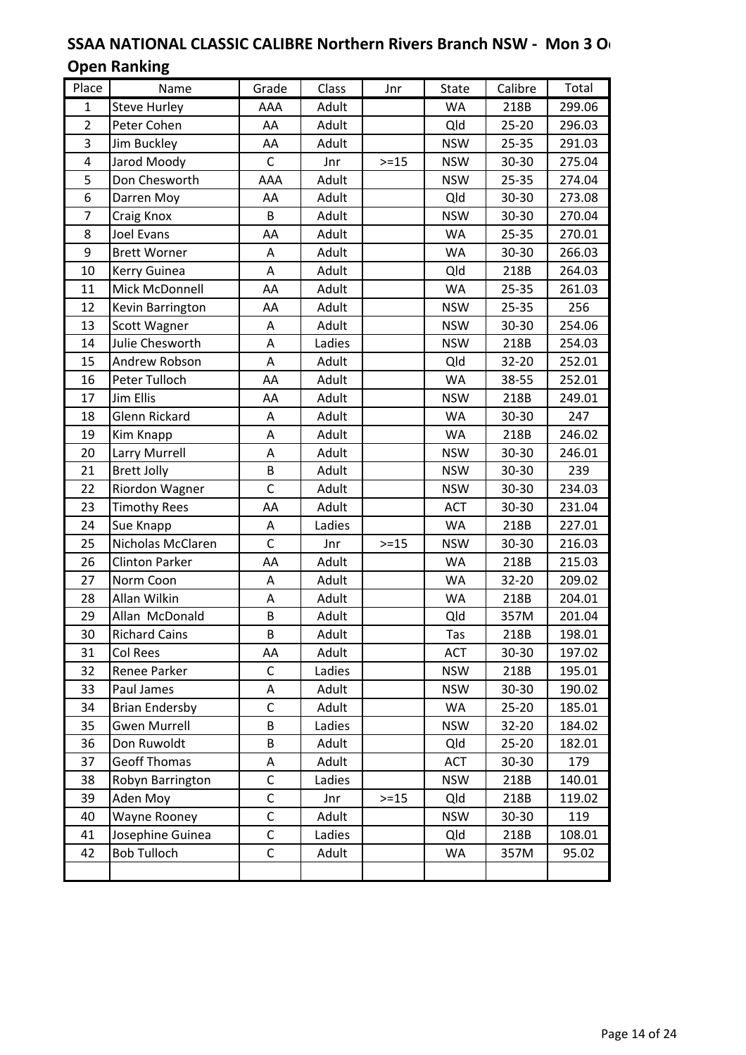## SSAA NATIONAL CLASSIC CALIBRE Northern Rivers Branch NSW - Mon 3 O

## Open Ranking

| Place | Name | Grade | Class | Jnr | State | Calibre | Total |
|---|---|---|---|---|---|---|---|
| 1 | Steve Hurley | AAA | Adult | | WA | 218B | 299.06 |
| 2 | Peter Cohen | AA | Adult | | Qld | 25-20 | 296.03 |
| 3 | Jim Buckley | AA | Adult | | NSW | 25-35 | 291.03 |
| 4 | Jarod Moody | C | Jnr | >=15 | NSW | 30-30 | 275.04 |
| 5 | Don Chesworth | AAA | Adult | | NSW | 25-35 | 274.04 |
| 6 | Darren Moy | AA | Adult | | Qld | 30-30 | 273.08 |
| 7 | Craig Knox | B | Adult | | NSW | 30-30 | 270.04 |
| 8 | Joel Evans | AA | Adult | | WA | 25-35 | 270.01 |
| 9 | Brett Worner | A | Adult | | WA | 30-30 | 266.03 |
| 10 | Kerry Guinea | A | Adult | | Qld | 218B | 264.03 |
| 11 | Mick McDonnell | AA | Adult | | WA | 25-35 | 261.03 |
| 12 | Kevin Barrington | AA | Adult | | NSW | 25-35 | 256 |
| 13 | Scott Wagner | A | Adult | | NSW | 30-30 | 254.06 |
| 14 | Julie Chesworth | A | Ladies | | NSW | 218B | 254.03 |
| 15 | Andrew Robson | A | Adult | | Qld | 32-20 | 252.01 |
| 16 | Peter Tulloch | AA | Adult | | WA | 38-55 | 252.01 |
| 17 | Jim Ellis | AA | Adult | | NSW | 218B | 249.01 |
| 18 | Glenn Rickard | A | Adult | | WA | 30-30 | 247 |
| 19 | Kim Knapp | A | Adult | | WA | 218B | 246.02 |
| 20 | Larry Murrell | A | Adult | | NSW | 30-30 | 246.01 |
| 21 | Brett Jolly | B | Adult | | NSW | 30-30 | 239 |
| 22 | Riordon Wagner | C | Adult | | NSW | 30-30 | 234.03 |
| 23 | Timothy Rees | AA | Adult | | ACT | 30-30 | 231.04 |
| 24 | Sue Knapp | A | Ladies | | WA | 218B | 227.01 |
| 25 | Nicholas McClaren | C | Jnr | >=15 | NSW | 30-30 | 216.03 |
| 26 | Clinton Parker | AA | Adult | | WA | 218B | 215.03 |
| 27 | Norm Coon | A | Adult | | WA | 32-20 | 209.02 |
| 28 | Allan Wilkin | A | Adult | | WA | 218B | 204.01 |
| 29 | Allan McDonald | B | Adult | | Qld | 357M | 201.04 |
| 30 | Richard Cains | B | Adult | | Tas | 218B | 198.01 |
| 31 | Col Rees | AA | Adult | | ACT | 30-30 | 197.02 |
| 32 | Renee Parker | C | Ladies | | NSW | 218B | 195.01 |
| 33 | Paul James | A | Adult | | NSW | 30-30 | 190.02 |
| 34 | Brian Endersby | C | Adult | | WA | 25-20 | 185.01 |
| 35 | Gwen Murrell | B | Ladies | | NSW | 32-20 | 184.02 |
| 36 | Don Ruwoldt | B | Adult | | Qld | 25-20 | 182.01 |
| 37 | Geoff Thomas | A | Adult | | ACT | 30-30 | 179 |
| 38 | Robyn Barrington | C | Ladies | | NSW | 218B | 140.01 |
| 39 | Aden Moy | C | Jnr | >=15 | Qld | 218B | 119.02 |
| 40 | Wayne Rooney | C | Adult | | NSW | 30-30 | 119 |
| 41 | Josephine Guinea | C | Ladies | | Qld | 218B | 108.01 |
| 42 | Bob Tulloch | C | Adult | | WA | 357M | 95.02 |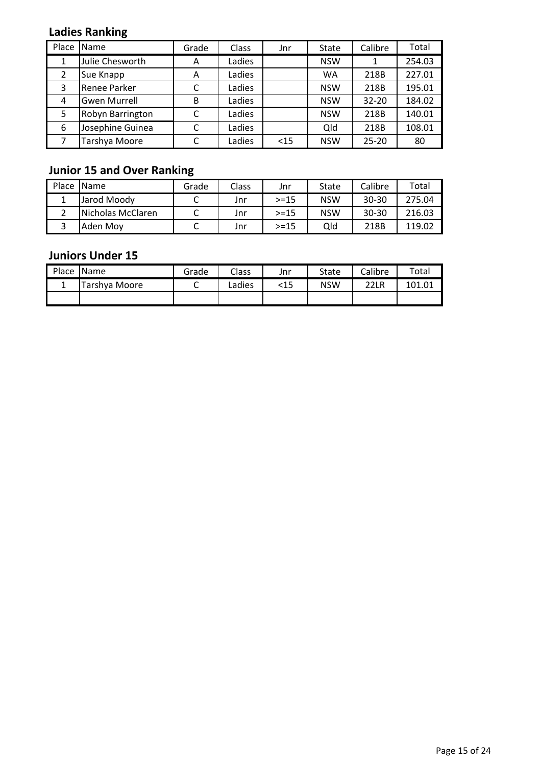## Ladies Ranking

| Place | Name | Grade | Class | Jnr | State | Calibre | Total |
|---|---|---|---|---|---|---|---|
| 1 | Julie Chesworth | A | Ladies | | NSW | 1 | 254.03 |
| 2 | Sue Knapp | A | Ladies | | WA | 218B | 227.01 |
| 3 | Renee Parker | C | Ladies | | NSW | 218B | 195.01 |
| 4 | Gwen Murrell | B | Ladies | | NSW | 32-20 | 184.02 |
| 5 | Robyn Barrington | C | Ladies | | NSW | 218B | 140.01 |
| 6 | Josephine Guinea | C | Ladies | | Qld | 218B | 108.01 |
| 7 | Tarshya Moore | C | Ladies | <15 | NSW | 25-20 | 80 |

## Junior 15 and Over Ranking

| Place | Name | Grade | Class | Jnr | State | Calibre | Total |
|---|---|---|---|---|---|---|---|
| 1 | Jarod Moody | C | Jnr | >=15 | NSW | 30-30 | 275.04 |
| 2 | Nicholas McClaren | C | Jnr | >=15 | NSW | 30-30 | 216.03 |
| 3 | Aden Moy | C | Jnr | >=15 | Qld | 218B | 119.02 |

## Juniors Under 15

| Place | Name | Grade | Class | Jnr | State | Calibre | Total |
|---|---|---|---|---|---|---|---|
| 1 | Tarshya Moore | C | Ladies | <15 | NSW | 22LR | 101.01 |
| | | | | | | | |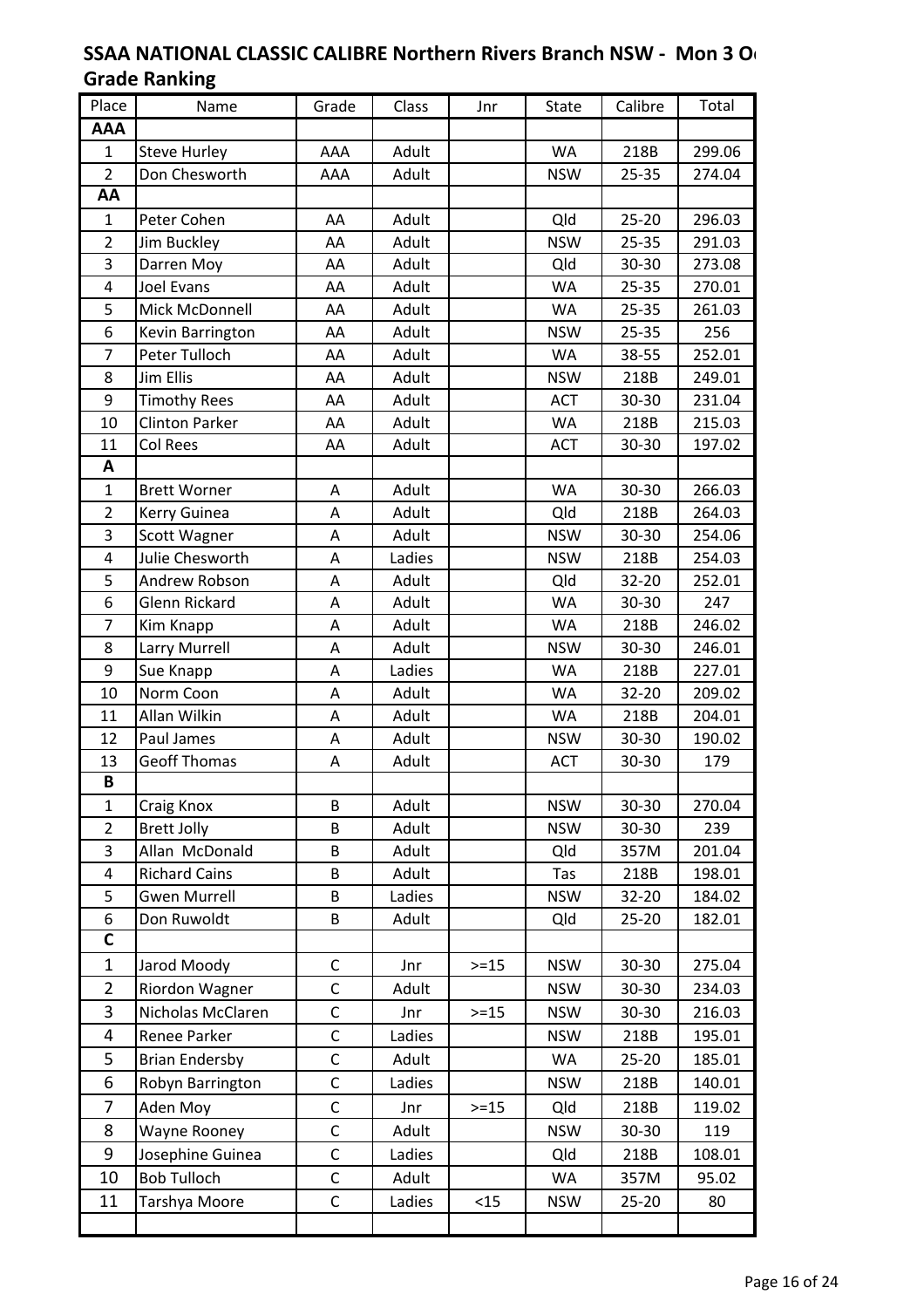## SSAA NATIONAL CLASSIC CALIBRE Northern Rivers Branch NSW - Mon 3 O

## Grade Ranking

| Place | Name | Grade | Class | Jnr | State | Calibre | Total |
|---|---|---|---|---|---|---|---|
| **AAA** | | | | | | | |
| 1 | Steve Hurley | AAA | Adult | | WA | 218B | 299.06 |
| 2 | Don Chesworth | AAA | Adult | | NSW | 25-35 | 274.04 |
| **AA** | | | | | | | |
| 1 | Peter Cohen | AA | Adult | | Qld | 25-20 | 296.03 |
| 2 | Jim Buckley | AA | Adult | | NSW | 25-35 | 291.03 |
| 3 | Darren Moy | AA | Adult | | Qld | 30-30 | 273.08 |
| 4 | Joel Evans | AA | Adult | | WA | 25-35 | 270.01 |
| 5 | Mick McDonnell | AA | Adult | | WA | 25-35 | 261.03 |
| 6 | Kevin Barrington | AA | Adult | | NSW | 25-35 | 256 |
| 7 | Peter Tulloch | AA | Adult | | WA | 38-55 | 252.01 |
| 8 | Jim Ellis | AA | Adult | | NSW | 218B | 249.01 |
| 9 | Timothy Rees | AA | Adult | | ACT | 30-30 | 231.04 |
| 10 | Clinton Parker | AA | Adult | | WA | 218B | 215.03 |
| 11 | Col Rees | AA | Adult | | ACT | 30-30 | 197.02 |
| **A** | | | | | | | |
| 1 | Brett Worner | A | Adult | | WA | 30-30 | 266.03 |
| 2 | Kerry Guinea | A | Adult | | Qld | 218B | 264.03 |
| 3 | Scott Wagner | A | Adult | | NSW | 30-30 | 254.06 |
| 4 | Julie Chesworth | A | Ladies | | NSW | 218B | 254.03 |
| 5 | Andrew Robson | A | Adult | | Qld | 32-20 | 252.01 |
| 6 | Glenn Rickard | A | Adult | | WA | 30-30 | 247 |
| 7 | Kim Knapp | A | Adult | | WA | 218B | 246.02 |
| 8 | Larry Murrell | A | Adult | | NSW | 30-30 | 246.01 |
| 9 | Sue Knapp | A | Ladies | | WA | 218B | 227.01 |
| 10 | Norm Coon | A | Adult | | WA | 32-20 | 209.02 |
| 11 | Allan Wilkin | A | Adult | | WA | 218B | 204.01 |
| 12 | Paul James | A | Adult | | NSW | 30-30 | 190.02 |
| 13 | Geoff Thomas | A | Adult | | ACT | 30-30 | 179 |
| **B** | | | | | | | |
| 1 | Craig Knox | B | Adult | | NSW | 30-30 | 270.04 |
| 2 | Brett Jolly | B | Adult | | NSW | 30-30 | 239 |
| 3 | Allan McDonald | B | Adult | | Qld | 357M | 201.04 |
| 4 | Richard Cains | B | Adult | | Tas | 218B | 198.01 |
| 5 | Gwen Murrell | B | Ladies | | NSW | 32-20 | 184.02 |
| 6 | Don Ruwoldt | B | Adult | | Qld | 25-20 | 182.01 |
| **C** | | | | | | | |
| 1 | Jarod Moody | C | Jnr | >=15 | NSW | 30-30 | 275.04 |
| 2 | Riordon Wagner | C | Adult | | NSW | 30-30 | 234.03 |
| 3 | Nicholas McClaren | C | Jnr | >=15 | NSW | 30-30 | 216.03 |
| 4 | Renee Parker | C | Ladies | | NSW | 218B | 195.01 |
| 5 | Brian Endersby | C | Adult | | WA | 25-20 | 185.01 |
| 6 | Robyn Barrington | C | Ladies | | NSW | 218B | 140.01 |
| 7 | Aden Moy | C | Jnr | >=15 | Qld | 218B | 119.02 |
| 8 | Wayne Rooney | C | Adult | | NSW | 30-30 | 119 |
| 9 | Josephine Guinea | C | Ladies | | Qld | 218B | 108.01 |
| 10 | Bob Tulloch | C | Adult | | WA | 357M | 95.02 |
| 11 | Tarshya Moore | C | Ladies | <15 | NSW | 25-20 | 80 |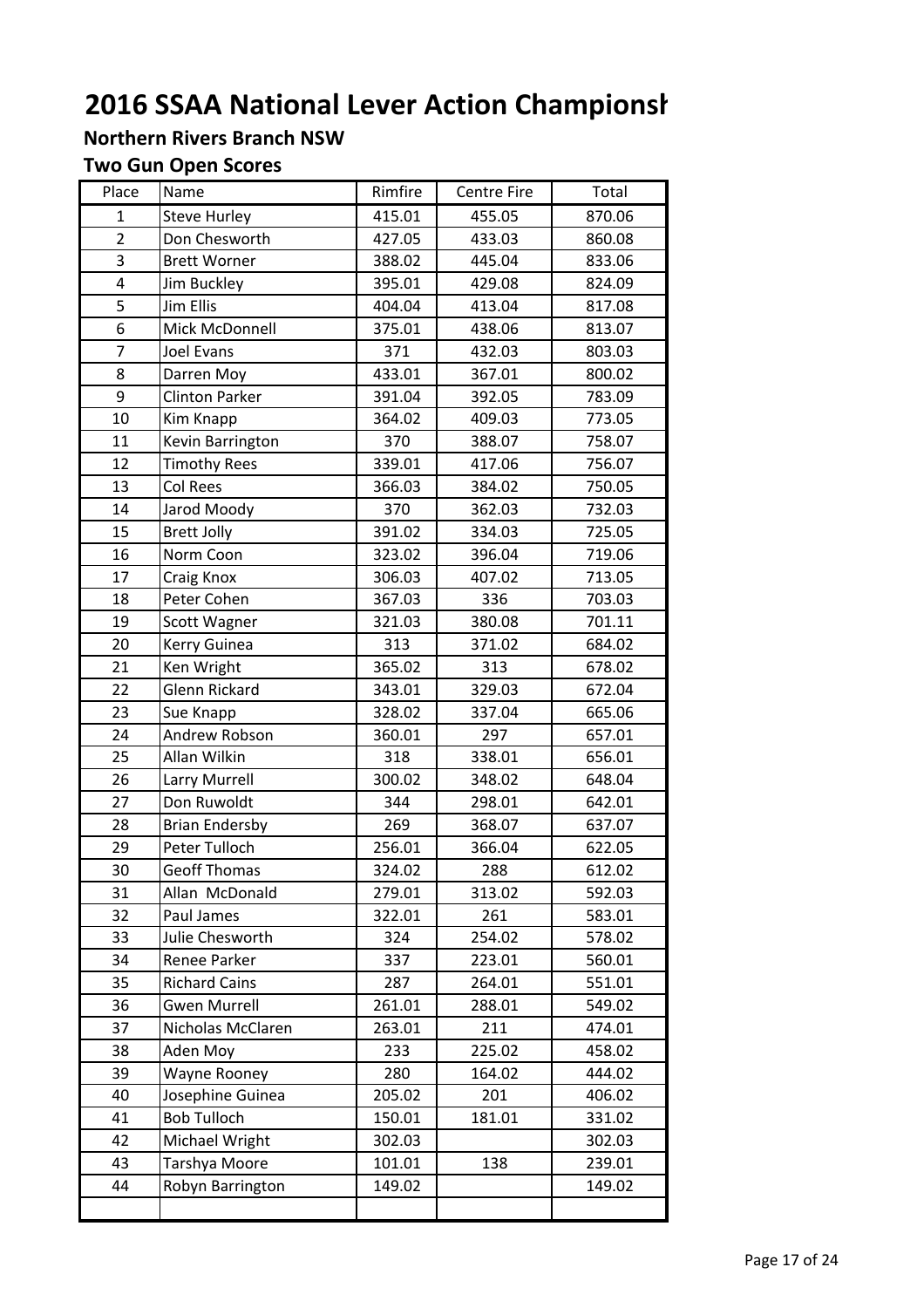# 2016 SSAA National Lever Action Championsh

## Northern Rivers Branch NSW

### Two Gun Open Scores

| Place | Name | Rimfire | Centre Fire | Total |
|---|---|---|---|---|
| 1 | Steve Hurley | 415.01 | 455.05 | 870.06 |
| 2 | Don Chesworth | 427.05 | 433.03 | 860.08 |
| 3 | Brett Worner | 388.02 | 445.04 | 833.06 |
| 4 | Jim Buckley | 395.01 | 429.08 | 824.09 |
| 5 | Jim Ellis | 404.04 | 413.04 | 817.08 |
| 6 | Mick McDonnell | 375.01 | 438.06 | 813.07 |
| 7 | Joel Evans | 371 | 432.03 | 803.03 |
| 8 | Darren Moy | 433.01 | 367.01 | 800.02 |
| 9 | Clinton Parker | 391.04 | 392.05 | 783.09 |
| 10 | Kim Knapp | 364.02 | 409.03 | 773.05 |
| 11 | Kevin Barrington | 370 | 388.07 | 758.07 |
| 12 | Timothy Rees | 339.01 | 417.06 | 756.07 |
| 13 | Col Rees | 366.03 | 384.02 | 750.05 |
| 14 | Jarod Moody | 370 | 362.03 | 732.03 |
| 15 | Brett Jolly | 391.02 | 334.03 | 725.05 |
| 16 | Norm Coon | 323.02 | 396.04 | 719.06 |
| 17 | Craig Knox | 306.03 | 407.02 | 713.05 |
| 18 | Peter Cohen | 367.03 | 336 | 703.03 |
| 19 | Scott Wagner | 321.03 | 380.08 | 701.11 |
| 20 | Kerry Guinea | 313 | 371.02 | 684.02 |
| 21 | Ken Wright | 365.02 | 313 | 678.02 |
| 22 | Glenn Rickard | 343.01 | 329.03 | 672.04 |
| 23 | Sue Knapp | 328.02 | 337.04 | 665.06 |
| 24 | Andrew Robson | 360.01 | 297 | 657.01 |
| 25 | Allan Wilkin | 318 | 338.01 | 656.01 |
| 26 | Larry Murrell | 300.02 | 348.02 | 648.04 |
| 27 | Don Ruwoldt | 344 | 298.01 | 642.01 |
| 28 | Brian Endersby | 269 | 368.07 | 637.07 |
| 29 | Peter Tulloch | 256.01 | 366.04 | 622.05 |
| 30 | Geoff Thomas | 324.02 | 288 | 612.02 |
| 31 | Allan McDonald | 279.01 | 313.02 | 592.03 |
| 32 | Paul James | 322.01 | 261 | 583.01 |
| 33 | Julie Chesworth | 324 | 254.02 | 578.02 |
| 34 | Renee Parker | 337 | 223.01 | 560.01 |
| 35 | Richard Cains | 287 | 264.01 | 551.01 |
| 36 | Gwen Murrell | 261.01 | 288.01 | 549.02 |
| 37 | Nicholas McClaren | 263.01 | 211 | 474.01 |
| 38 | Aden Moy | 233 | 225.02 | 458.02 |
| 39 | Wayne Rooney | 280 | 164.02 | 444.02 |
| 40 | Josephine Guinea | 205.02 | 201 | 406.02 |
| 41 | Bob Tulloch | 150.01 | 181.01 | 331.02 |
| 42 | Michael Wright | 302.03 | | 302.03 |
| 43 | Tarshya Moore | 101.01 | 138 | 239.01 |
| 44 | Robyn Barrington | 149.02 | | 149.02 |
| | | | | |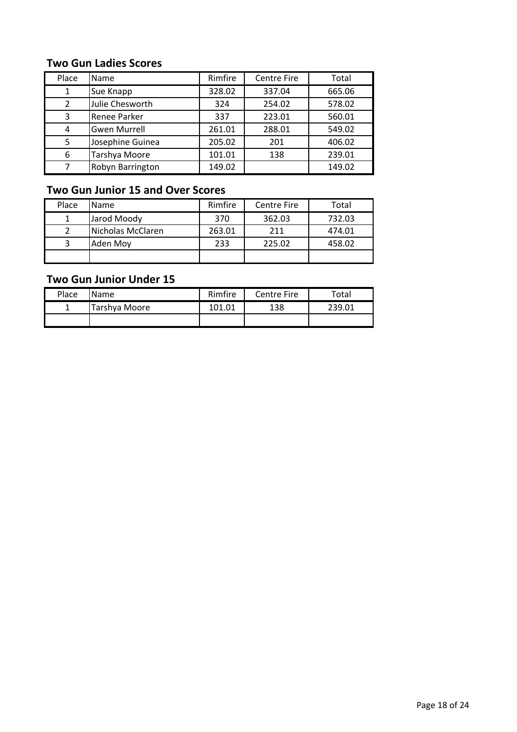### Two Gun Ladies Scores

| Place | Name | Rimfire | Centre Fire | Total |
|---|---|---|---|---|
| 1 | Sue Knapp | 328.02 | 337.04 | 665.06 |
| 2 | Julie Chesworth | 324 | 254.02 | 578.02 |
| 3 | Renee Parker | 337 | 223.01 | 560.01 |
| 4 | Gwen Murrell | 261.01 | 288.01 | 549.02 |
| 5 | Josephine Guinea | 205.02 | 201 | 406.02 |
| 6 | Tarshya Moore | 101.01 | 138 | 239.01 |
| 7 | Robyn Barrington | 149.02 | | 149.02 |

### Two Gun Junior 15 and Over Scores

| Place | Name | Rimfire | Centre Fire | Total |
|---|---|---|---|---|
| 1 | Jarod Moody | 370 | 362.03 | 732.03 |
| 2 | Nicholas McClaren | 263.01 | 211 | 474.01 |
| 3 | Aden Moy | 233 | 225.02 | 458.02 |
| | | | | |

### Two Gun Junior Under 15

| Place | Name | Rimfire | Centre Fire | Total |
|---|---|---|---|---|
| 1 | Tarshya Moore | 101.01 | 138 | 239.01 |
| | | | | |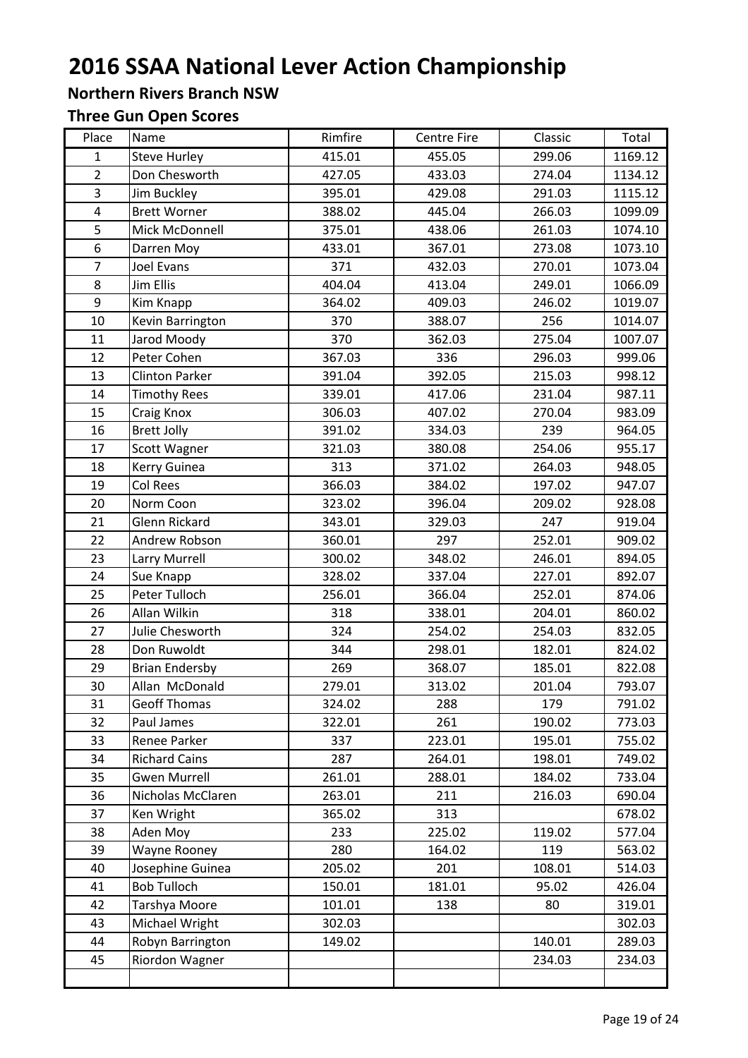# 2016 SSAA National Lever Action Championship

## Northern Rivers Branch NSW

### Three Gun Open Scores

| Place | Name | Rimfire | Centre Fire | Classic | Total |
|---|---|---|---|---|---|
| 1 | Steve Hurley | 415.01 | 455.05 | 299.06 | 1169.12 |
| 2 | Don Chesworth | 427.05 | 433.03 | 274.04 | 1134.12 |
| 3 | Jim Buckley | 395.01 | 429.08 | 291.03 | 1115.12 |
| 4 | Brett Worner | 388.02 | 445.04 | 266.03 | 1099.09 |
| 5 | Mick McDonnell | 375.01 | 438.06 | 261.03 | 1074.10 |
| 6 | Darren Moy | 433.01 | 367.01 | 273.08 | 1073.10 |
| 7 | Joel Evans | 371 | 432.03 | 270.01 | 1073.04 |
| 8 | Jim Ellis | 404.04 | 413.04 | 249.01 | 1066.09 |
| 9 | Kim Knapp | 364.02 | 409.03 | 246.02 | 1019.07 |
| 10 | Kevin Barrington | 370 | 388.07 | 256 | 1014.07 |
| 11 | Jarod Moody | 370 | 362.03 | 275.04 | 1007.07 |
| 12 | Peter Cohen | 367.03 | 336 | 296.03 | 999.06 |
| 13 | Clinton Parker | 391.04 | 392.05 | 215.03 | 998.12 |
| 14 | Timothy Rees | 339.01 | 417.06 | 231.04 | 987.11 |
| 15 | Craig Knox | 306.03 | 407.02 | 270.04 | 983.09 |
| 16 | Brett Jolly | 391.02 | 334.03 | 239 | 964.05 |
| 17 | Scott Wagner | 321.03 | 380.08 | 254.06 | 955.17 |
| 18 | Kerry Guinea | 313 | 371.02 | 264.03 | 948.05 |
| 19 | Col Rees | 366.03 | 384.02 | 197.02 | 947.07 |
| 20 | Norm Coon | 323.02 | 396.04 | 209.02 | 928.08 |
| 21 | Glenn Rickard | 343.01 | 329.03 | 247 | 919.04 |
| 22 | Andrew Robson | 360.01 | 297 | 252.01 | 909.02 |
| 23 | Larry Murrell | 300.02 | 348.02 | 246.01 | 894.05 |
| 24 | Sue Knapp | 328.02 | 337.04 | 227.01 | 892.07 |
| 25 | Peter Tulloch | 256.01 | 366.04 | 252.01 | 874.06 |
| 26 | Allan Wilkin | 318 | 338.01 | 204.01 | 860.02 |
| 27 | Julie Chesworth | 324 | 254.02 | 254.03 | 832.05 |
| 28 | Don Ruwoldt | 344 | 298.01 | 182.01 | 824.02 |
| 29 | Brian Endersby | 269 | 368.07 | 185.01 | 822.08 |
| 30 | Allan McDonald | 279.01 | 313.02 | 201.04 | 793.07 |
| 31 | Geoff Thomas | 324.02 | 288 | 179 | 791.02 |
| 32 | Paul James | 322.01 | 261 | 190.02 | 773.03 |
| 33 | Renee Parker | 337 | 223.01 | 195.01 | 755.02 |
| 34 | Richard Cains | 287 | 264.01 | 198.01 | 749.02 |
| 35 | Gwen Murrell | 261.01 | 288.01 | 184.02 | 733.04 |
| 36 | Nicholas McClaren | 263.01 | 211 | 216.03 | 690.04 |
| 37 | Ken Wright | 365.02 | 313 | | 678.02 |
| 38 | Aden Moy | 233 | 225.02 | 119.02 | 577.04 |
| 39 | Wayne Rooney | 280 | 164.02 | 119 | 563.02 |
| 40 | Josephine Guinea | 205.02 | 201 | 108.01 | 514.03 |
| 41 | Bob Tulloch | 150.01 | 181.01 | 95.02 | 426.04 |
| 42 | Tarshya Moore | 101.01 | 138 | 80 | 319.01 |
| 43 | Michael Wright | 302.03 | | | 302.03 |
| 44 | Robyn Barrington | 149.02 | | 140.01 | 289.03 |
| 45 | Riordon Wagner | | | 234.03 | 234.03 |
| | | | | | |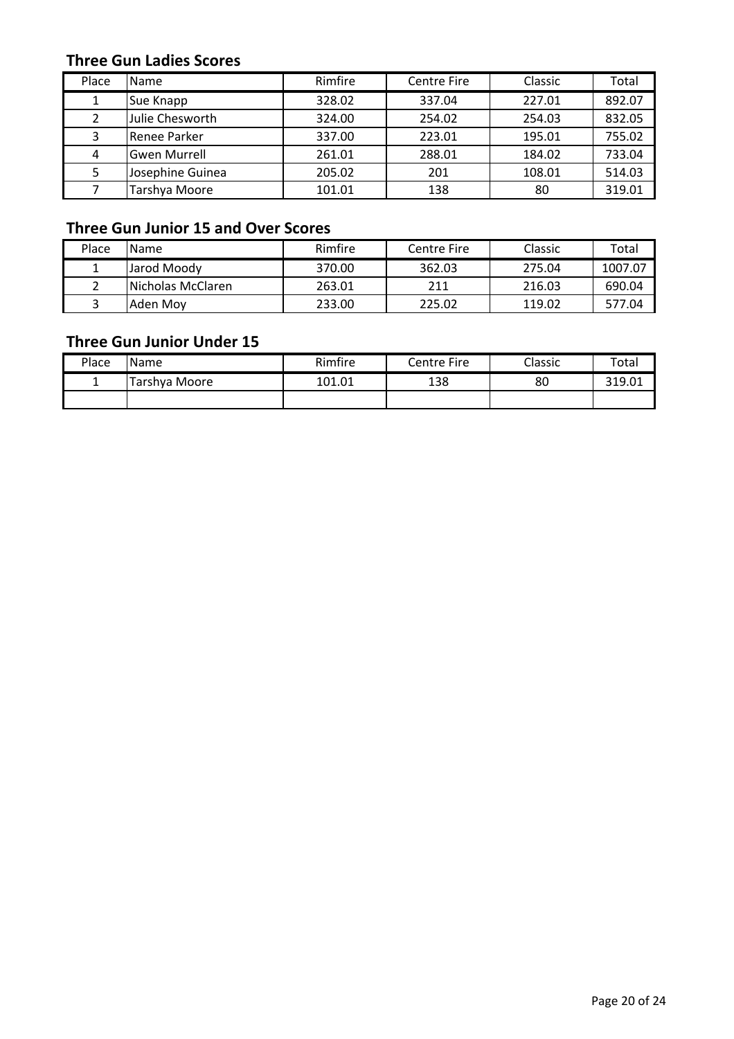### Three Gun Ladies Scores

| Place | Name | Rimfire | Centre Fire | Classic | Total |
|---|---|---|---|---|---|
| 1 | Sue Knapp | 328.02 | 337.04 | 227.01 | 892.07 |
| 2 | Julie Chesworth | 324.00 | 254.02 | 254.03 | 832.05 |
| 3 | Renee Parker | 337.00 | 223.01 | 195.01 | 755.02 |
| 4 | Gwen Murrell | 261.01 | 288.01 | 184.02 | 733.04 |
| 5 | Josephine Guinea | 205.02 | 201 | 108.01 | 514.03 |
| 7 | Tarshya Moore | 101.01 | 138 | 80 | 319.01 |

### Three Gun Junior 15 and Over Scores

| Place | Name | Rimfire | Centre Fire | Classic | Total |
|---|---|---|---|---|---|
| 1 | Jarod Moody | 370.00 | 362.03 | 275.04 | 1007.07 |
| 2 | Nicholas McClaren | 263.01 | 211 | 216.03 | 690.04 |
| 3 | Aden Moy | 233.00 | 225.02 | 119.02 | 577.04 |

### Three Gun Junior Under 15

| Place | Name | Rimfire | Centre Fire | Classic | Total |
|---|---|---|---|---|---|
| 1 | Tarshya Moore | 101.01 | 138 | 80 | 319.01 |
| | | | | | |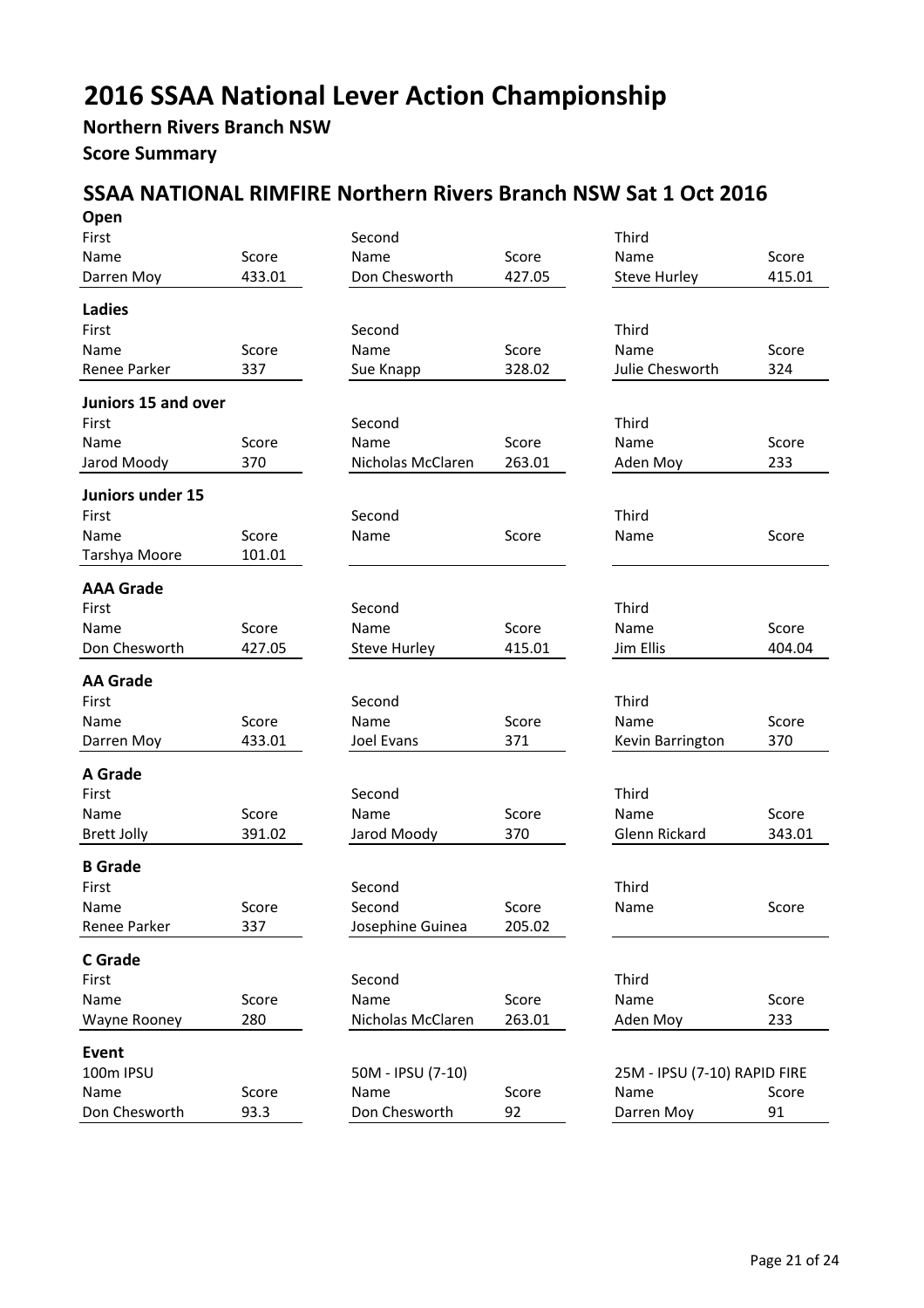# 2016 SSAA National Lever Action Championship

**Northern Rivers Branch NSW**

**Score Summary**

## SSAA NATIONAL RIMFIRE Northern Rivers Branch NSW Sat 1 Oct 2016

### Open

| First | | Second | | Third | |
|---|---|---|---|---|---|
| Name | Score | Name | Score | Name | Score |
| Darren Moy | 433.01 | Don Chesworth | 427.05 | Steve Hurley | 415.01 |

### Ladies

| First | | Second | | Third | |
|---|---|---|---|---|---|
| Name | Score | Name | Score | Name | Score |
| Renee Parker | 337 | Sue Knapp | 328.02 | Julie Chesworth | 324 |

### Juniors 15 and over

| First | | Second | | Third | |
|---|---|---|---|---|---|
| Name | Score | Name | Score | Name | Score |
| Jarod Moody | 370 | Nicholas McClaren | 263.01 | Aden Moy | 233 |

### Juniors under 15

| First | | Second | | Third | |
|---|---|---|---|---|---|
| Name | Score | Name | Score | Name | Score |
| Tarshya Moore | 101.01 | | | | |

### AAA Grade

| First | | Second | | Third | |
|---|---|---|---|---|---|
| Name | Score | Name | Score | Name | Score |
| Don Chesworth | 427.05 | Steve Hurley | 415.01 | Jim Ellis | 404.04 |

### AA Grade

| First | | Second | | Third | |
|---|---|---|---|---|---|
| Name | Score | Name | Score | Name | Score |
| Darren Moy | 433.01 | Joel Evans | 371 | Kevin Barrington | 370 |

### A Grade

| First | | Second | | Third | |
|---|---|---|---|---|---|
| Name | Score | Name | Score | Name | Score |
| Brett Jolly | 391.02 | Jarod Moody | 370 | Glenn Rickard | 343.01 |

### B Grade

| First | | Second | | Third | |
|---|---|---|---|---|---|
| Name | Score | Second | Score | Name | Score |
| Renee Parker | 337 | Josephine Guinea | 205.02 | | |

### C Grade

| First | | Second | | Third | |
|---|---|---|---|---|---|
| Name | Score | Name | Score | Name | Score |
| Wayne Rooney | 280 | Nicholas McClaren | 263.01 | Aden Moy | 233 |

### Event

| 100m IPSU | | 50M - IPSU (7-10) | | 25M - IPSU (7-10) RAPID FIRE | |
|---|---|---|---|---|---|
| Name | Score | Name | Score | Name | Score |
| Don Chesworth | 93.3 | Don Chesworth | 92 | Darren Moy | 91 |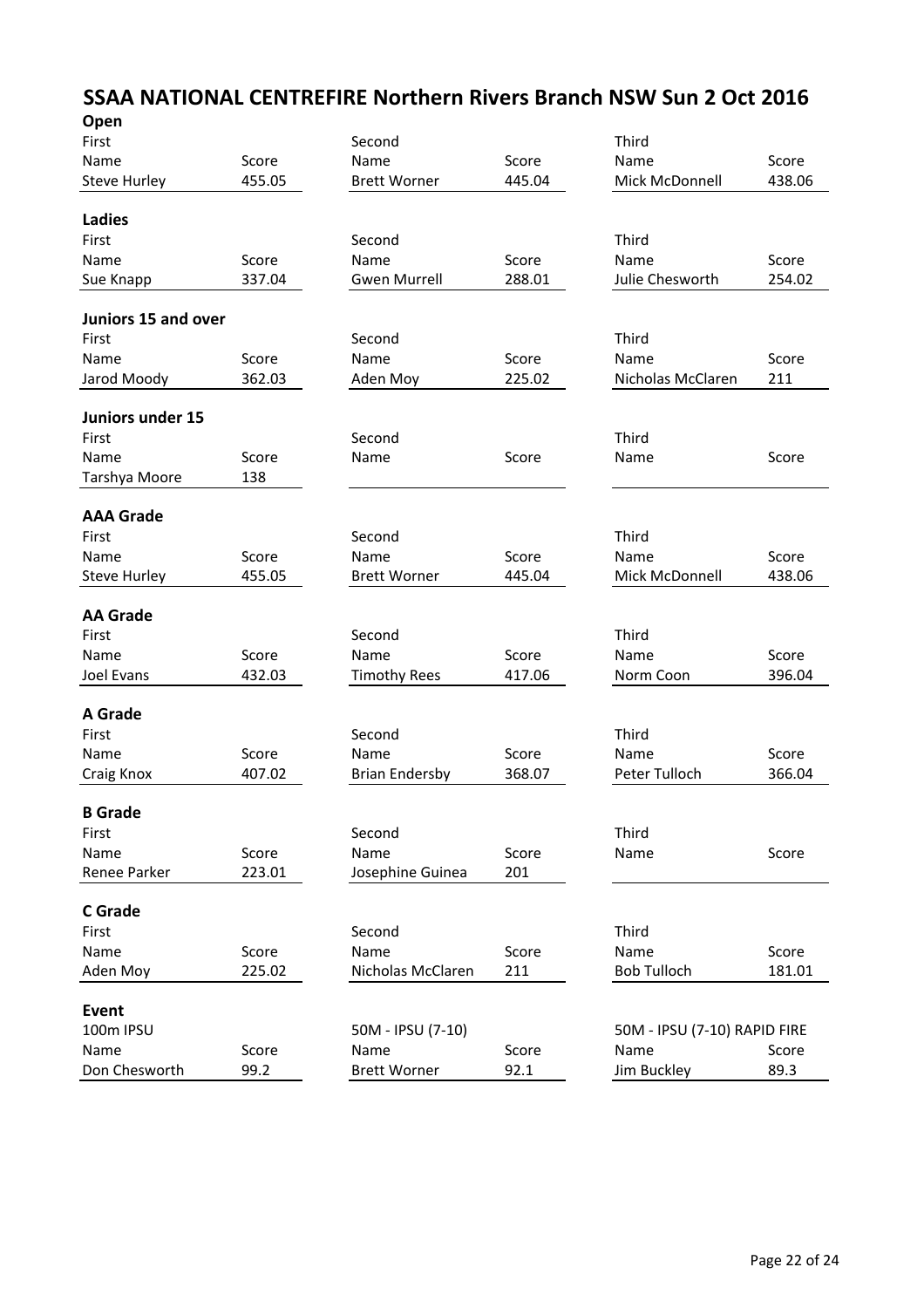# SSAA NATIONAL CENTREFIRE Northern Rivers Branch NSW Sun 2 Oct 2016

## Open

| First | | Second | | Third | |
|---|---|---|---|---|---|
| Name | Score | Name | Score | Name | Score |
| Steve Hurley | 455.05 | Brett Worner | 445.04 | Mick McDonnell | 438.06 |

## Ladies

| First | | Second | | Third | |
|---|---|---|---|---|---|
| Name | Score | Name | Score | Name | Score |
| Sue Knapp | 337.04 | Gwen Murrell | 288.01 | Julie Chesworth | 254.02 |

## Juniors 15 and over

| First | | Second | | Third | |
|---|---|---|---|---|---|
| Name | Score | Name | Score | Name | Score |
| Jarod Moody | 362.03 | Aden Moy | 225.02 | Nicholas McClaren | 211 |

## Juniors under 15

| First | | Second | | Third | |
|---|---|---|---|---|---|
| Name | Score | Name | Score | Name | Score |
| Tarshya Moore | 138 | | | | |

## AAA Grade

| First | | Second | | Third | |
|---|---|---|---|---|---|
| Name | Score | Name | Score | Name | Score |
| Steve Hurley | 455.05 | Brett Worner | 445.04 | Mick McDonnell | 438.06 |

## AA Grade

| First | | Second | | Third | |
|---|---|---|---|---|---|
| Name | Score | Name | Score | Name | Score |
| Joel Evans | 432.03 | Timothy Rees | 417.06 | Norm Coon | 396.04 |

## A Grade

| First | | Second | | Third | |
|---|---|---|---|---|---|
| Name | Score | Name | Score | Name | Score |
| Craig Knox | 407.02 | Brian Endersby | 368.07 | Peter Tulloch | 366.04 |

## B Grade

| First | | Second | | Third | |
|---|---|---|---|---|---|
| Name | Score | Name | Score | Name | Score |
| Renee Parker | 223.01 | Josephine Guinea | 201 | | |

## C Grade

| First | | Second | | Third | |
|---|---|---|---|---|---|
| Name | Score | Name | Score | Name | Score |
| Aden Moy | 225.02 | Nicholas McClaren | 211 | Bob Tulloch | 181.01 |

## Event

| 100m IPSU | | 50M - IPSU (7-10) | | 50M - IPSU (7-10) RAPID FIRE | |
|---|---|---|---|---|---|
| Name | Score | Name | Score | Name | Score |
| Don Chesworth | 99.2 | Brett Worner | 92.1 | Jim Buckley | 89.3 |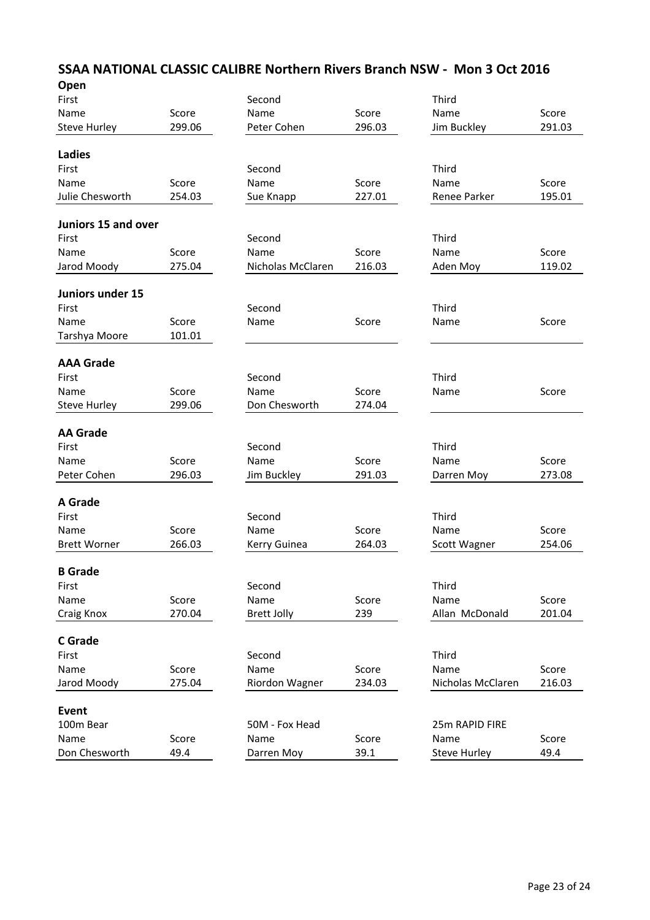# SSAA NATIONAL CLASSIC CALIBRE Northern Rivers Branch NSW - Mon 3 Oct 2016

## Open

| First | | Second | | Third | |
|---|---|---|---|---|---|
| Name | Score | Name | Score | Name | Score |
| Steve Hurley | 299.06 | Peter Cohen | 296.03 | Jim Buckley | 291.03 |

## Ladies

| First | | Second | | Third | |
|---|---|---|---|---|---|
| Name | Score | Name | Score | Name | Score |
| Julie Chesworth | 254.03 | Sue Knapp | 227.01 | Renee Parker | 195.01 |

## Juniors 15 and over

| First | | Second | | Third | |
|---|---|---|---|---|---|
| Name | Score | Name | Score | Name | Score |
| Jarod Moody | 275.04 | Nicholas McClaren | 216.03 | Aden Moy | 119.02 |

## Juniors under 15

| First | | Second | | Third | |
|---|---|---|---|---|---|
| Name | Score | Name | Score | Name | Score |
| Tarshya Moore | 101.01 | | | | |

## AAA Grade

| First | | Second | | Third | |
|---|---|---|---|---|---|
| Name | Score | Name | Score | Name | Score |
| Steve Hurley | 299.06 | Don Chesworth | 274.04 | | |

## AA Grade

| First | | Second | | Third | |
|---|---|---|---|---|---|
| Name | Score | Name | Score | Name | Score |
| Peter Cohen | 296.03 | Jim Buckley | 291.03 | Darren Moy | 273.08 |

## A Grade

| First | | Second | | Third | |
|---|---|---|---|---|---|
| Name | Score | Name | Score | Name | Score |
| Brett Worner | 266.03 | Kerry Guinea | 264.03 | Scott Wagner | 254.06 |

## B Grade

| First | | Second | | Third | |
|---|---|---|---|---|---|
| Name | Score | Name | Score | Name | Score |
| Craig Knox | 270.04 | Brett Jolly | 239 | Allan McDonald | 201.04 |

## C Grade

| First | | Second | | Third | |
|---|---|---|---|---|---|
| Name | Score | Name | Score | Name | Score |
| Jarod Moody | 275.04 | Riordon Wagner | 234.03 | Nicholas McClaren | 216.03 |

## Event

| 100m Bear | | 50M - Fox Head | | 25m RAPID FIRE | |
|---|---|---|---|---|---|
| Name | Score | Name | Score | Name | Score |
| Don Chesworth | 49.4 | Darren Moy | 39.1 | Steve Hurley | 49.4 |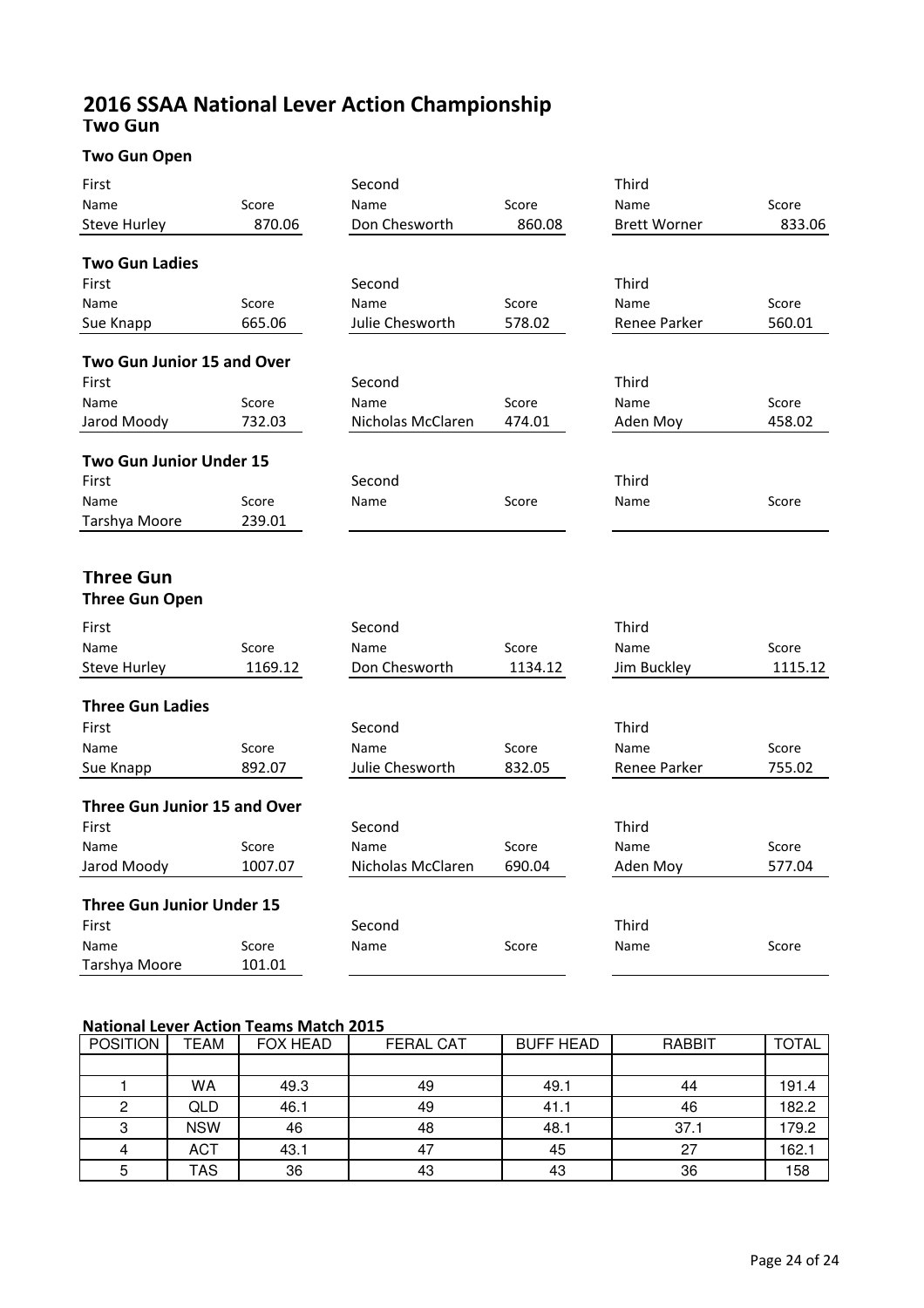# 2016 SSAA National Lever Action Championship

## Two Gun

### Two Gun Open

| First | | Second | | Third | |
|---|---|---|---|---|---|
| Name | Score | Name | Score | Name | Score |
| Steve Hurley | 870.06 | Don Chesworth | 860.08 | Brett Worner | 833.06 |

### Two Gun Ladies

| First | | Second | | Third | |
|---|---|---|---|---|---|
| Name | Score | Name | Score | Name | Score |
| Sue Knapp | 665.06 | Julie Chesworth | 578.02 | Renee Parker | 560.01 |

### Two Gun Junior 15 and Over

| First | | Second | | Third | |
|---|---|---|---|---|---|
| Name | Score | Name | Score | Name | Score |
| Jarod Moody | 732.03 | Nicholas McClaren | 474.01 | Aden Moy | 458.02 |

### Two Gun Junior Under 15

| First | | Second | | Third | |
|---|---|---|---|---|---|
| Name | Score | Name | Score | Name | Score |
| Tarshya Moore | 239.01 | | | | |

## Three Gun

### Three Gun Open

| First | | Second | | Third | |
|---|---|---|---|---|---|
| Name | Score | Name | Score | Name | Score |
| Steve Hurley | 1169.12 | Don Chesworth | 1134.12 | Jim Buckley | 1115.12 |

### Three Gun Ladies

| First | | Second | | Third | |
|---|---|---|---|---|---|
| Name | Score | Name | Score | Name | Score |
| Sue Knapp | 892.07 | Julie Chesworth | 832.05 | Renee Parker | 755.02 |

### Three Gun Junior 15 and Over

| First | | Second | | Third | |
|---|---|---|---|---|---|
| Name | Score | Name | Score | Name | Score |
| Jarod Moody | 1007.07 | Nicholas McClaren | 690.04 | Aden Moy | 577.04 |

### Three Gun Junior Under 15

| First | | Second | | Third | |
|---|---|---|---|---|---|
| Name | Score | Name | Score | Name | Score |
| Tarshya Moore | 101.01 | | | | |

### National Lever Action Teams Match 2015

| POSITION | TEAM | FOX HEAD | FERAL CAT | BUFF HEAD | RABBIT | TOTAL |
|---|---|---|---|---|---|---|
| | | | | | | |
| 1 | WA | 49.3 | 49 | 49.1 | 44 | 191.4 |
| 2 | QLD | 46.1 | 49 | 41.1 | 46 | 182.2 |
| 3 | NSW | 46 | 48 | 48.1 | 37.1 | 179.2 |
| 4 | ACT | 43.1 | 47 | 45 | 27 | 162.1 |
| 5 | TAS | 36 | 43 | 43 | 36 | 158 |